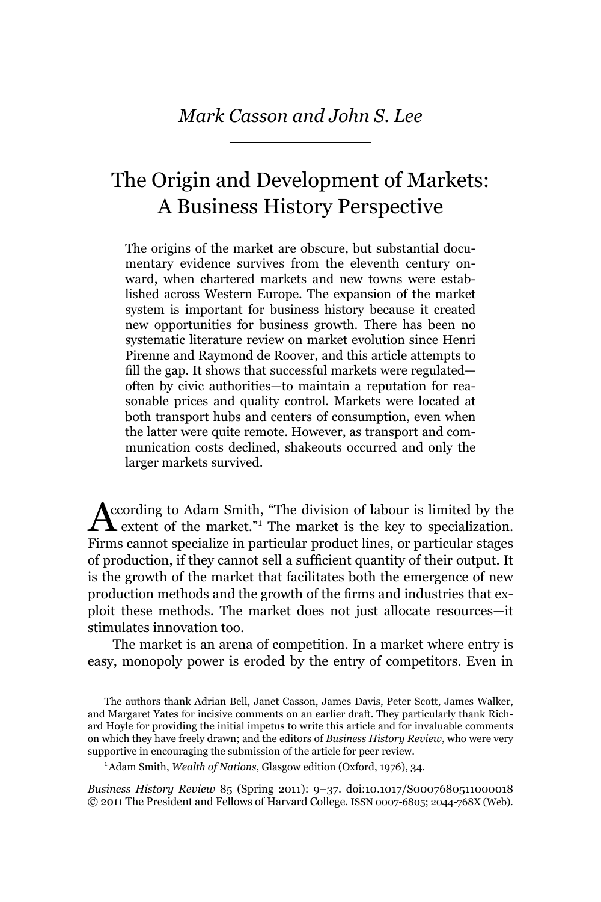*Mark Casson and John S. Lee*

# The Origin and Development of Markets: A Business History Perspective

The origins of the market are obscure, but substantial documentary evidence survives from the eleventh century onward, when chartered markets and new towns were established across Western Europe. The expansion of the market system is important for business history because it created new opportunities for business growth. There has been no systematic literature review on market evolution since Henri Pirenne and Raymond de Roover, and this article attempts to fill the gap. It shows that successful markets were regulated—often by civic authorities—to maintain a reputation for reasonable prices and quality control. Markets were located at both transport hubs and centers of consumption, even when the latter were quite remote. However, as transport and communication costs declined, shakeouts occurred and only the larger markets survived.

According to Adam Smith, "The division of labour is limited by the extent of the market."[1] The market is the key to specialization. Firms cannot specialize in particular product lines, or particular stages of production, if they cannot sell a sufficient quantity of their output. It is the growth of the market that facilitates both the emergence of new production methods and the growth of the firms and industries that exploit these methods. The market does not just allocate resources—it stimulates innovation too.

The market is an arena of competition. In a market where entry is easy, monopoly power is eroded by the entry of competitors. Even in

The authors thank Adrian Bell, Janet Casson, James Davis, Peter Scott, James Walker, and Margaret Yates for incisive comments on an earlier draft. They particularly thank Richard Hoyle for providing the initial impetus to write this article and for invaluable comments on which they have freely drawn; and the editors of *Business History Review*, who were very supportive in encouraging the submission of the article for peer review.

[1] Adam Smith, *Wealth of Nations*, Glasgow edition (Oxford, 1976), 34.

*Business History Review* 85 (Spring 2011): 9–37. doi:10.1017/S0007680511000018
© 2011 The President and Fellows of Harvard College. ISSN 0007-6805; 2044-768X (Web).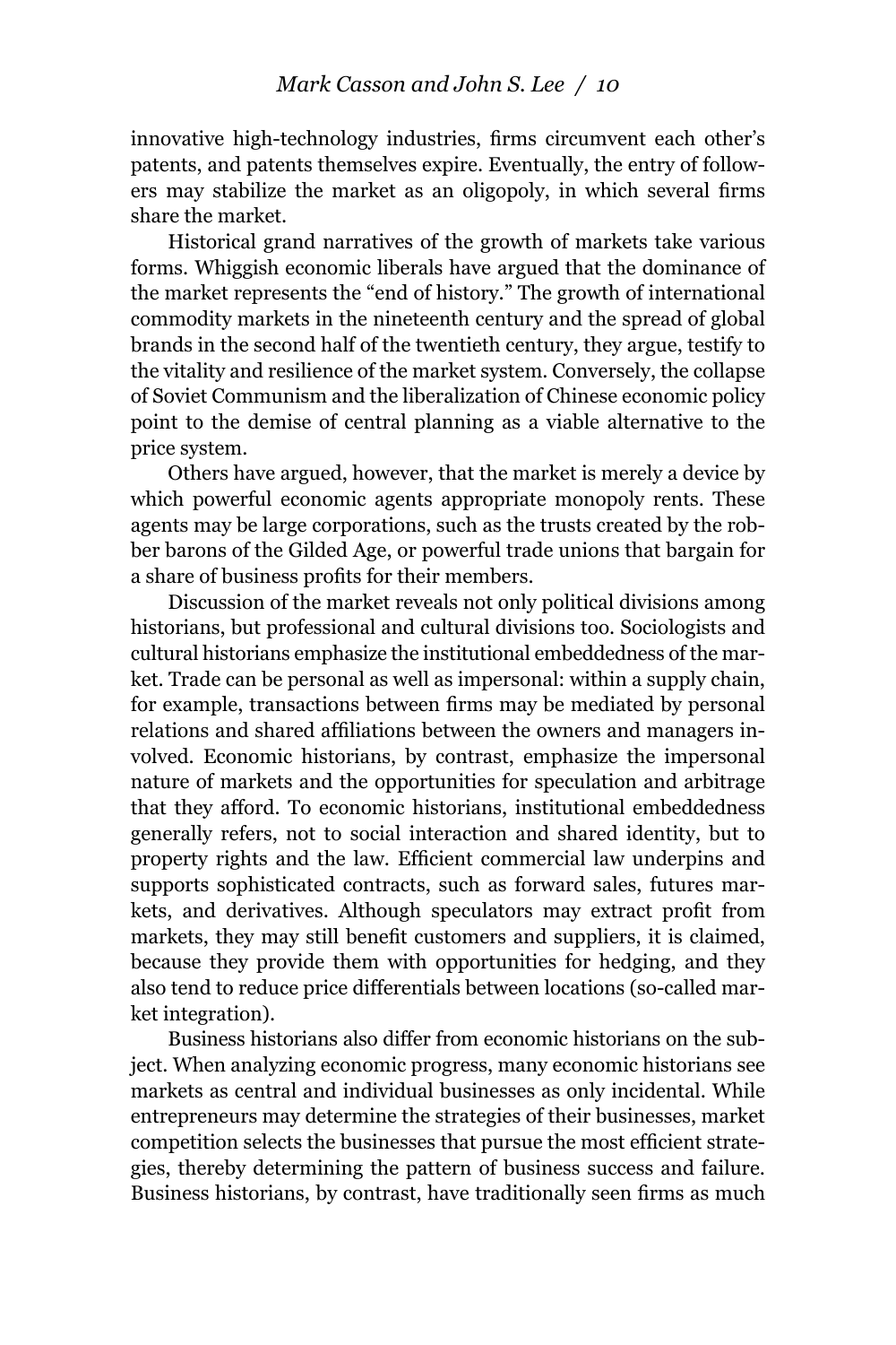innovative high-technology industries, firms circumvent each other's patents, and patents themselves expire. Eventually, the entry of followers may stabilize the market as an oligopoly, in which several firms share the market.

Historical grand narratives of the growth of markets take various forms. Whiggish economic liberals have argued that the dominance of the market represents the "end of history." The growth of international commodity markets in the nineteenth century and the spread of global brands in the second half of the twentieth century, they argue, testify to the vitality and resilience of the market system. Conversely, the collapse of Soviet Communism and the liberalization of Chinese economic policy point to the demise of central planning as a viable alternative to the price system.

Others have argued, however, that the market is merely a device by which powerful economic agents appropriate monopoly rents. These agents may be large corporations, such as the trusts created by the robber barons of the Gilded Age, or powerful trade unions that bargain for a share of business profits for their members.

Discussion of the market reveals not only political divisions among historians, but professional and cultural divisions too. Sociologists and cultural historians emphasize the institutional embeddedness of the market. Trade can be personal as well as impersonal: within a supply chain, for example, transactions between firms may be mediated by personal relations and shared affiliations between the owners and managers involved. Economic historians, by contrast, emphasize the impersonal nature of markets and the opportunities for speculation and arbitrage that they afford. To economic historians, institutional embeddedness generally refers, not to social interaction and shared identity, but to property rights and the law. Efficient commercial law underpins and supports sophisticated contracts, such as forward sales, futures markets, and derivatives. Although speculators may extract profit from markets, they may still benefit customers and suppliers, it is claimed, because they provide them with opportunities for hedging, and they also tend to reduce price differentials between locations (so-called market integration).

Business historians also differ from economic historians on the subject. When analyzing economic progress, many economic historians see markets as central and individual businesses as only incidental. While entrepreneurs may determine the strategies of their businesses, market competition selects the businesses that pursue the most efficient strategies, thereby determining the pattern of business success and failure. Business historians, by contrast, have traditionally seen firms as much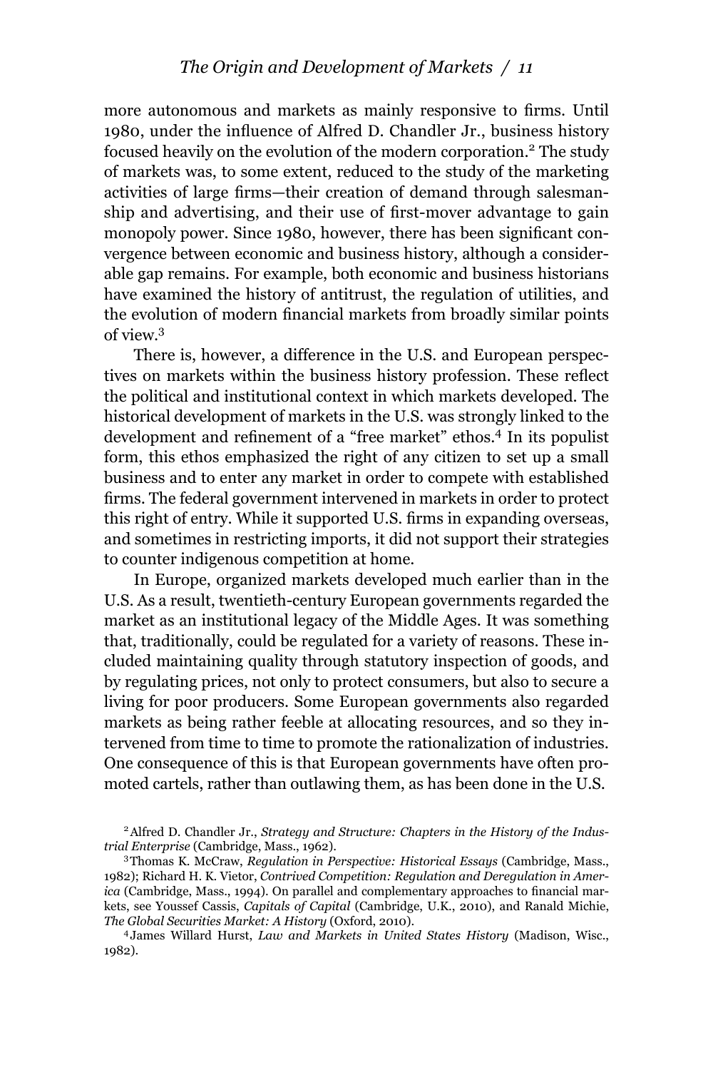more autonomous and markets as mainly responsive to firms. Until 1980, under the influence of Alfred D. Chandler Jr., business history focused heavily on the evolution of the modern corporation.[2] The study of markets was, to some extent, reduced to the study of the marketing activities of large firms—their creation of demand through salesmanship and advertising, and their use of first-mover advantage to gain monopoly power. Since 1980, however, there has been significant convergence between economic and business history, although a considerable gap remains. For example, both economic and business historians have examined the history of antitrust, the regulation of utilities, and the evolution of modern financial markets from broadly similar points of view.[3]

There is, however, a difference in the U.S. and European perspectives on markets within the business history profession. These reflect the political and institutional context in which markets developed. The historical development of markets in the U.S. was strongly linked to the development and refinement of a "free market" ethos.[4] In its populist form, this ethos emphasized the right of any citizen to set up a small business and to enter any market in order to compete with established firms. The federal government intervened in markets in order to protect this right of entry. While it supported U.S. firms in expanding overseas, and sometimes in restricting imports, it did not support their strategies to counter indigenous competition at home.

In Europe, organized markets developed much earlier than in the U.S. As a result, twentieth-century European governments regarded the market as an institutional legacy of the Middle Ages. It was something that, traditionally, could be regulated for a variety of reasons. These included maintaining quality through statutory inspection of goods, and by regulating prices, not only to protect consumers, but also to secure a living for poor producers. Some European governments also regarded markets as being rather feeble at allocating resources, and so they intervened from time to time to promote the rationalization of industries. One consequence of this is that European governments have often promoted cartels, rather than outlawing them, as has been done in the U.S.

[2] Alfred D. Chandler Jr., *Strategy and Structure: Chapters in the History of the Industrial Enterprise* (Cambridge, Mass., 1962).

[3] Thomas K. McCraw, *Regulation in Perspective: Historical Essays* (Cambridge, Mass., 1982); Richard H. K. Vietor, *Contrived Competition: Regulation and Deregulation in America* (Cambridge, Mass., 1994). On parallel and complementary approaches to financial markets, see Youssef Cassis, *Capitals of Capital* (Cambridge, U.K., 2010), and Ranald Michie, *The Global Securities Market: A History* (Oxford, 2010).

[4] James Willard Hurst, *Law and Markets in United States History* (Madison, Wisc., 1982).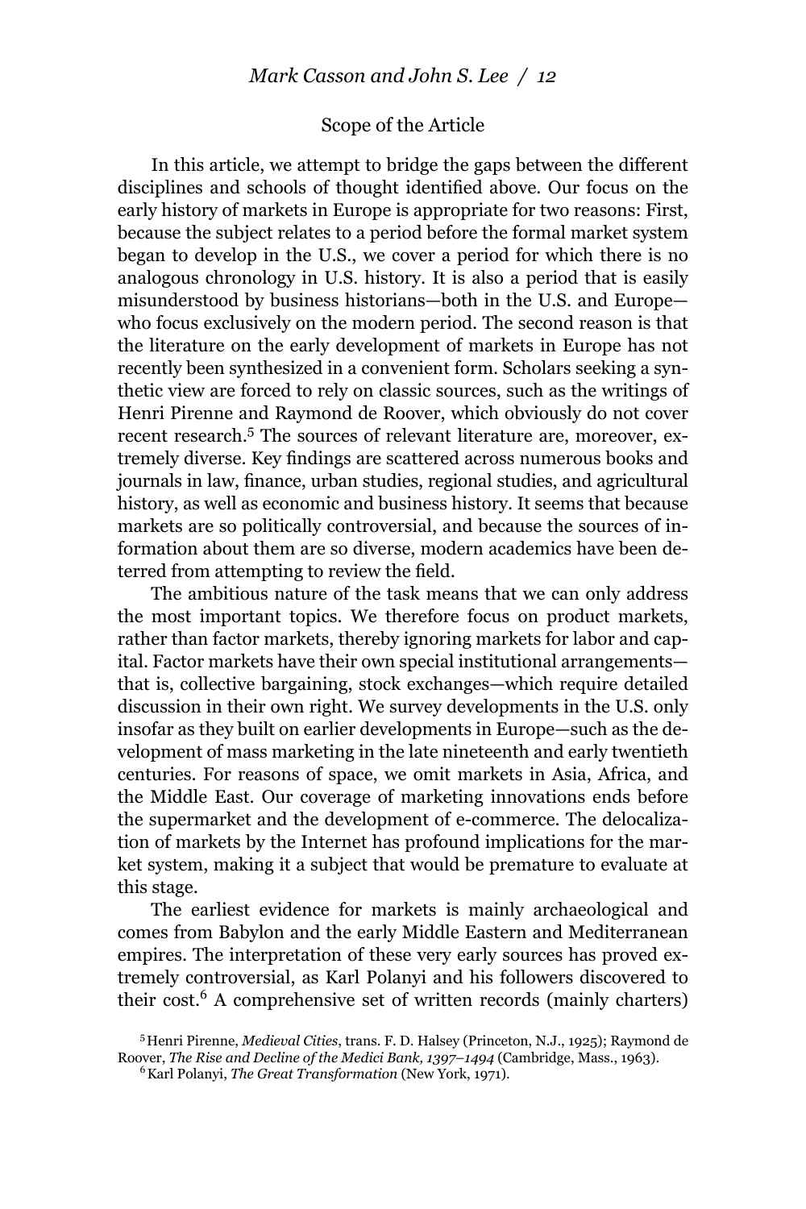## Scope of the Article

In this article, we attempt to bridge the gaps between the different disciplines and schools of thought identified above. Our focus on the early history of markets in Europe is appropriate for two reasons: First, because the subject relates to a period before the formal market system began to develop in the U.S., we cover a period for which there is no analogous chronology in U.S. history. It is also a period that is easily misunderstood by business historians—both in the U.S. and Europe—who focus exclusively on the modern period. The second reason is that the literature on the early development of markets in Europe has not recently been synthesized in a convenient form. Scholars seeking a synthetic view are forced to rely on classic sources, such as the writings of Henri Pirenne and Raymond de Roover, which obviously do not cover recent research.[5] The sources of relevant literature are, moreover, extremely diverse. Key findings are scattered across numerous books and journals in law, finance, urban studies, regional studies, and agricultural history, as well as economic and business history. It seems that because markets are so politically controversial, and because the sources of information about them are so diverse, modern academics have been deterred from attempting to review the field.

The ambitious nature of the task means that we can only address the most important topics. We therefore focus on product markets, rather than factor markets, thereby ignoring markets for labor and capital. Factor markets have their own special institutional arrangements—that is, collective bargaining, stock exchanges—which require detailed discussion in their own right. We survey developments in the U.S. only insofar as they built on earlier developments in Europe—such as the development of mass marketing in the late nineteenth and early twentieth centuries. For reasons of space, we omit markets in Asia, Africa, and the Middle East. Our coverage of marketing innovations ends before the supermarket and the development of e-commerce. The delocalization of markets by the Internet has profound implications for the market system, making it a subject that would be premature to evaluate at this stage.

The earliest evidence for markets is mainly archaeological and comes from Babylon and the early Middle Eastern and Mediterranean empires. The interpretation of these very early sources has proved extremely controversial, as Karl Polanyi and his followers discovered to their cost.[6] A comprehensive set of written records (mainly charters)

[5] Henri Pirenne, *Medieval Cities*, trans. F. D. Halsey (Princeton, N.J., 1925); Raymond de Roover, *The Rise and Decline of the Medici Bank, 1397–1494* (Cambridge, Mass., 1963).

[6] Karl Polanyi, *The Great Transformation* (New York, 1971).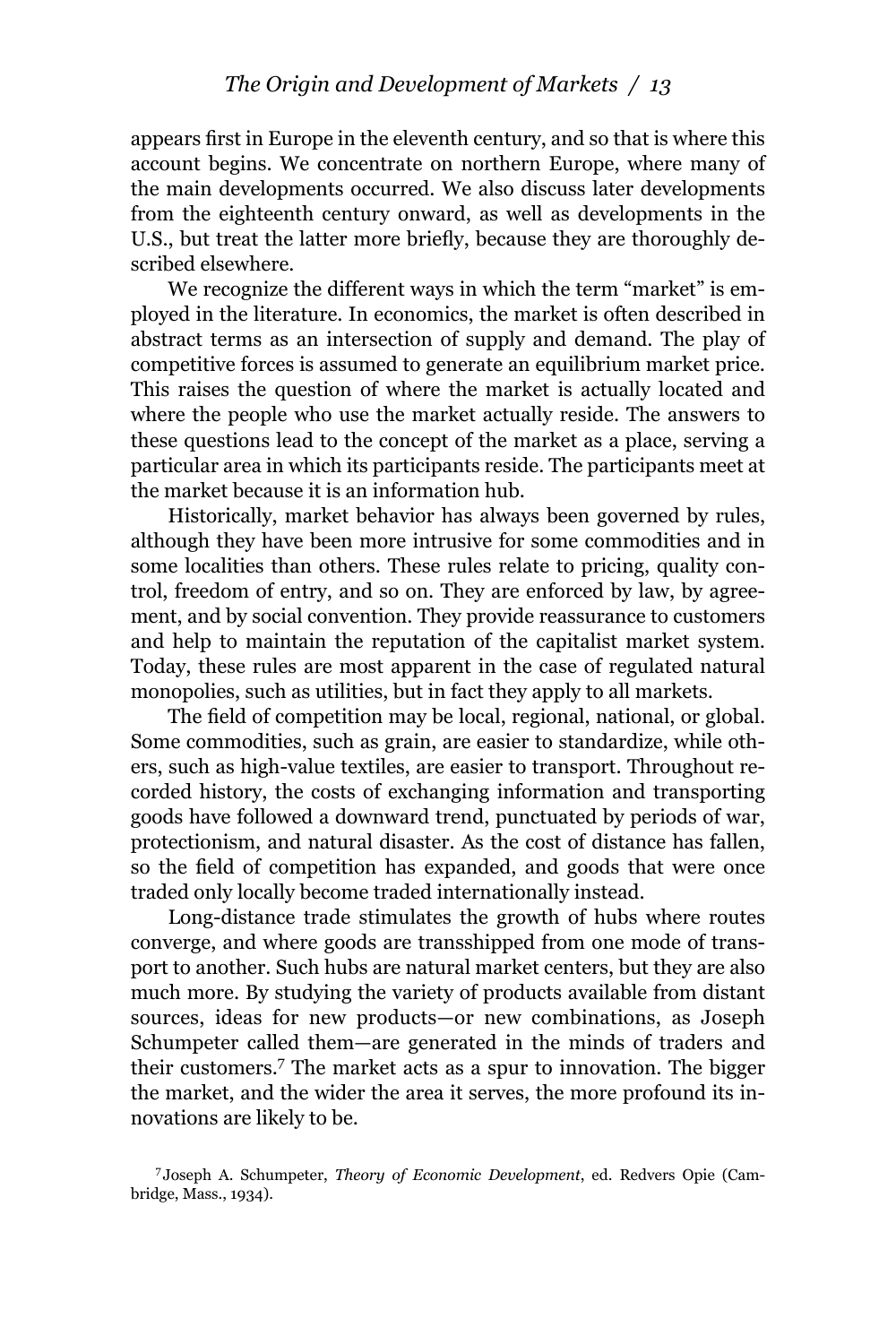appears first in Europe in the eleventh century, and so that is where this account begins. We concentrate on northern Europe, where many of the main developments occurred. We also discuss later developments from the eighteenth century onward, as well as developments in the U.S., but treat the latter more briefly, because they are thoroughly described elsewhere.

We recognize the different ways in which the term "market" is employed in the literature. In economics, the market is often described in abstract terms as an intersection of supply and demand. The play of competitive forces is assumed to generate an equilibrium market price. This raises the question of where the market is actually located and where the people who use the market actually reside. The answers to these questions lead to the concept of the market as a place, serving a particular area in which its participants reside. The participants meet at the market because it is an information hub.

Historically, market behavior has always been governed by rules, although they have been more intrusive for some commodities and in some localities than others. These rules relate to pricing, quality control, freedom of entry, and so on. They are enforced by law, by agreement, and by social convention. They provide reassurance to customers and help to maintain the reputation of the capitalist market system. Today, these rules are most apparent in the case of regulated natural monopolies, such as utilities, but in fact they apply to all markets.

The field of competition may be local, regional, national, or global. Some commodities, such as grain, are easier to standardize, while others, such as high-value textiles, are easier to transport. Throughout recorded history, the costs of exchanging information and transporting goods have followed a downward trend, punctuated by periods of war, protectionism, and natural disaster. As the cost of distance has fallen, so the field of competition has expanded, and goods that were once traded only locally become traded internationally instead.

Long-distance trade stimulates the growth of hubs where routes converge, and where goods are transshipped from one mode of transport to another. Such hubs are natural market centers, but they are also much more. By studying the variety of products available from distant sources, ideas for new products—or new combinations, as Joseph Schumpeter called them—are generated in the minds of traders and their customers.[7] The market acts as a spur to innovation. The bigger the market, and the wider the area it serves, the more profound its innovations are likely to be.

[7] Joseph A. Schumpeter, *Theory of Economic Development*, ed. Redvers Opie (Cambridge, Mass., 1934).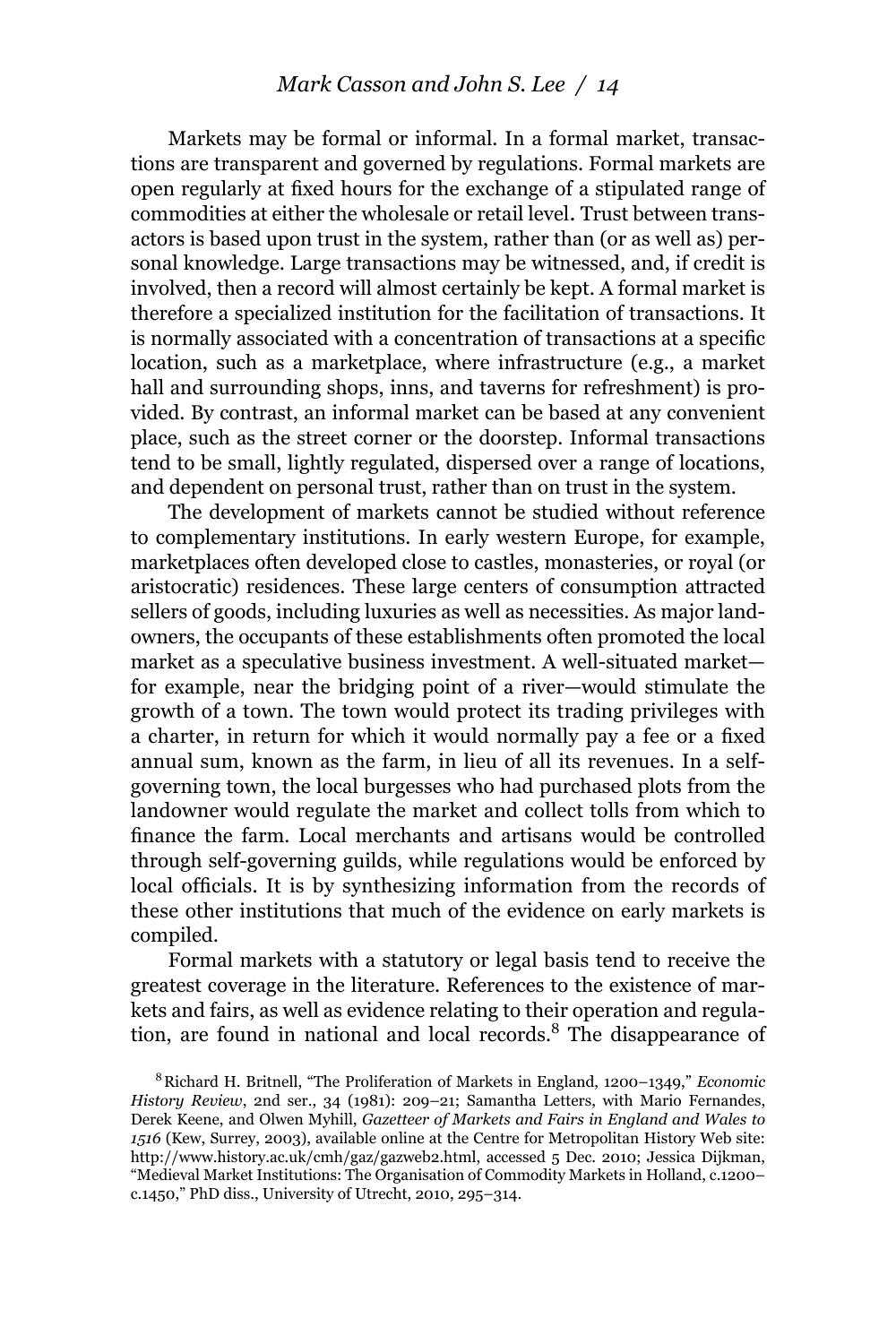Markets may be formal or informal. In a formal market, transactions are transparent and governed by regulations. Formal markets are open regularly at fixed hours for the exchange of a stipulated range of commodities at either the wholesale or retail level. Trust between transactors is based upon trust in the system, rather than (or as well as) personal knowledge. Large transactions may be witnessed, and, if credit is involved, then a record will almost certainly be kept. A formal market is therefore a specialized institution for the facilitation of transactions. It is normally associated with a concentration of transactions at a specific location, such as a marketplace, where infrastructure (e.g., a market hall and surrounding shops, inns, and taverns for refreshment) is provided. By contrast, an informal market can be based at any convenient place, such as the street corner or the doorstep. Informal transactions tend to be small, lightly regulated, dispersed over a range of locations, and dependent on personal trust, rather than on trust in the system.

The development of markets cannot be studied without reference to complementary institutions. In early western Europe, for example, marketplaces often developed close to castles, monasteries, or royal (or aristocratic) residences. These large centers of consumption attracted sellers of goods, including luxuries as well as necessities. As major landowners, the occupants of these establishments often promoted the local market as a speculative business investment. A well-situated market—for example, near the bridging point of a river—would stimulate the growth of a town. The town would protect its trading privileges with a charter, in return for which it would normally pay a fee or a fixed annual sum, known as the farm, in lieu of all its revenues. In a self-governing town, the local burgesses who had purchased plots from the landowner would regulate the market and collect tolls from which to finance the farm. Local merchants and artisans would be controlled through self-governing guilds, while regulations would be enforced by local officials. It is by synthesizing information from the records of these other institutions that much of the evidence on early markets is compiled.

Formal markets with a statutory or legal basis tend to receive the greatest coverage in the literature. References to the existence of markets and fairs, as well as evidence relating to their operation and regulation, are found in national and local records.[8] The disappearance of

[8] Richard H. Britnell, "The Proliferation of Markets in England, 1200–1349," *Economic History Review*, 2nd ser., 34 (1981): 209–21; Samantha Letters, with Mario Fernandes, Derek Keene, and Olwen Myhill, *Gazetteer of Markets and Fairs in England and Wales to 1516* (Kew, Surrey, 2003), available online at the Centre for Metropolitan History Web site: http://www.history.ac.uk/cmh/gaz/gazweb2.html, accessed 5 Dec. 2010; Jessica Dijkman, "Medieval Market Institutions: The Organisation of Commodity Markets in Holland, c.1200–c.1450," PhD diss., University of Utrecht, 2010, 295–314.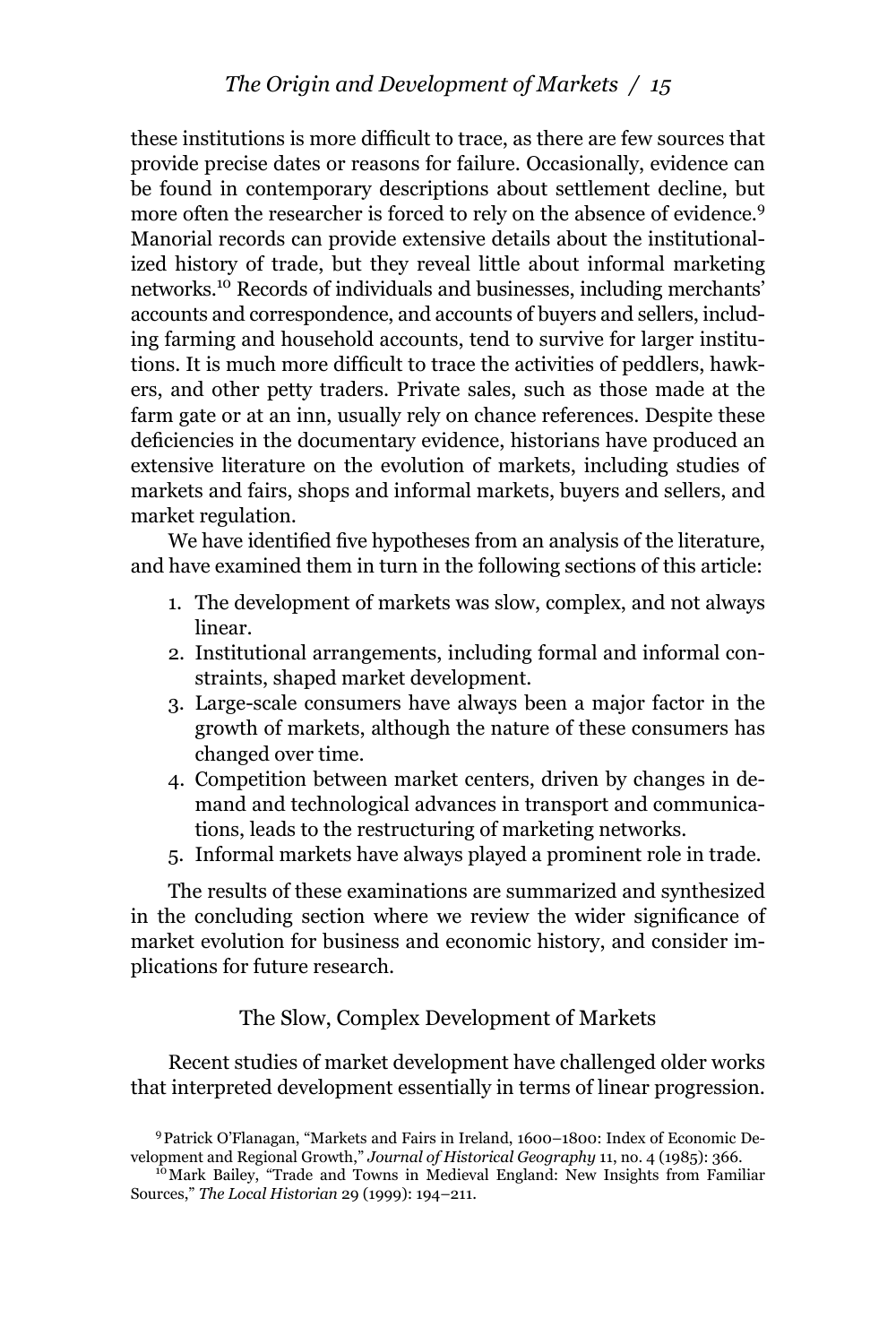these institutions is more difficult to trace, as there are few sources that provide precise dates or reasons for failure. Occasionally, evidence can be found in contemporary descriptions about settlement decline, but more often the researcher is forced to rely on the absence of evidence.[9] Manorial records can provide extensive details about the institutionalized history of trade, but they reveal little about informal marketing networks.[10] Records of individuals and businesses, including merchants' accounts and correspondence, and accounts of buyers and sellers, including farming and household accounts, tend to survive for larger institutions. It is much more difficult to trace the activities of peddlers, hawkers, and other petty traders. Private sales, such as those made at the farm gate or at an inn, usually rely on chance references. Despite these deficiencies in the documentary evidence, historians have produced an extensive literature on the evolution of markets, including studies of markets and fairs, shops and informal markets, buyers and sellers, and market regulation.

We have identified five hypotheses from an analysis of the literature, and have examined them in turn in the following sections of this article:

1. The development of markets was slow, complex, and not always linear.
2. Institutional arrangements, including formal and informal constraints, shaped market development.
3. Large-scale consumers have always been a major factor in the growth of markets, although the nature of these consumers has changed over time.
4. Competition between market centers, driven by changes in demand and technological advances in transport and communications, leads to the restructuring of marketing networks.
5. Informal markets have always played a prominent role in trade.

The results of these examinations are summarized and synthesized in the concluding section where we review the wider significance of market evolution for business and economic history, and consider implications for future research.

## The Slow, Complex Development of Markets

Recent studies of market development have challenged older works that interpreted development essentially in terms of linear progression.

[9] Patrick O'Flanagan, "Markets and Fairs in Ireland, 1600–1800: Index of Economic Development and Regional Growth," *Journal of Historical Geography* 11, no. 4 (1985): 366.

[10] Mark Bailey, "Trade and Towns in Medieval England: New Insights from Familiar Sources," *The Local Historian* 29 (1999): 194–211.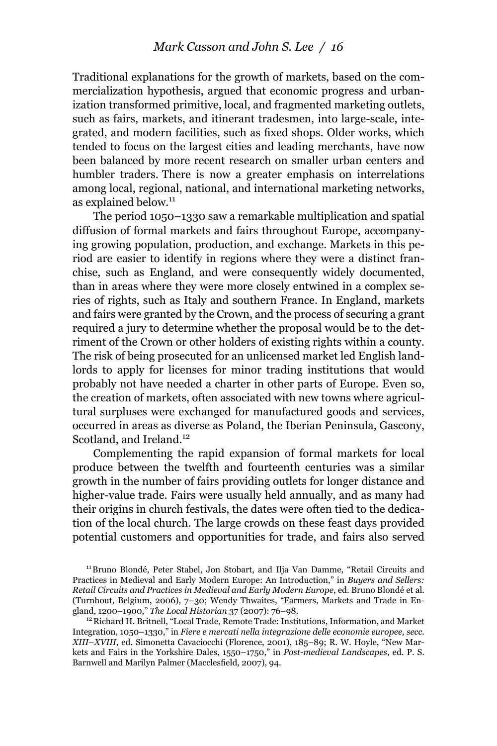Traditional explanations for the growth of markets, based on the commercialization hypothesis, argued that economic progress and urbanization transformed primitive, local, and fragmented marketing outlets, such as fairs, markets, and itinerant tradesmen, into large-scale, integrated, and modern facilities, such as fixed shops. Older works, which tended to focus on the largest cities and leading merchants, have now been balanced by more recent research on smaller urban centers and humbler traders. There is now a greater emphasis on interrelations among local, regional, national, and international marketing networks, as explained below.[11]

The period 1050–1330 saw a remarkable multiplication and spatial diffusion of formal markets and fairs throughout Europe, accompanying growing population, production, and exchange. Markets in this period are easier to identify in regions where they were a distinct franchise, such as England, and were consequently widely documented, than in areas where they were more closely entwined in a complex series of rights, such as Italy and southern France. In England, markets and fairs were granted by the Crown, and the process of securing a grant required a jury to determine whether the proposal would be to the detriment of the Crown or other holders of existing rights within a county. The risk of being prosecuted for an unlicensed market led English landlords to apply for licenses for minor trading institutions that would probably not have needed a charter in other parts of Europe. Even so, the creation of markets, often associated with new towns where agricultural surpluses were exchanged for manufactured goods and services, occurred in areas as diverse as Poland, the Iberian Peninsula, Gascony, Scotland, and Ireland.[12]

Complementing the rapid expansion of formal markets for local produce between the twelfth and fourteenth centuries was a similar growth in the number of fairs providing outlets for longer distance and higher-value trade. Fairs were usually held annually, and as many had their origins in church festivals, the dates were often tied to the dedication of the local church. The large crowds on these feast days provided potential customers and opportunities for trade, and fairs also served

[11] Bruno Blondé, Peter Stabel, Jon Stobart, and Ilja Van Damme, "Retail Circuits and Practices in Medieval and Early Modern Europe: An Introduction," in *Buyers and Sellers: Retail Circuits and Practices in Medieval and Early Modern Europe*, ed. Bruno Blondé et al. (Turnhout, Belgium, 2006), 7–30; Wendy Thwaites, "Farmers, Markets and Trade in England, 1200–1900," *The Local Historian* 37 (2007): 76–98.

[12] Richard H. Britnell, "Local Trade, Remote Trade: Institutions, Information, and Market Integration, 1050–1330," in *Fiere e mercati nella integrazione delle economie europee, secc. XIII–XVIII*, ed. Simonetta Cavaciocchi (Florence, 2001), 185–89; R. W. Hoyle, "New Markets and Fairs in the Yorkshire Dales, 1550–1750," in *Post-medieval Landscapes*, ed. P. S. Barnwell and Marilyn Palmer (Macclesfield, 2007), 94.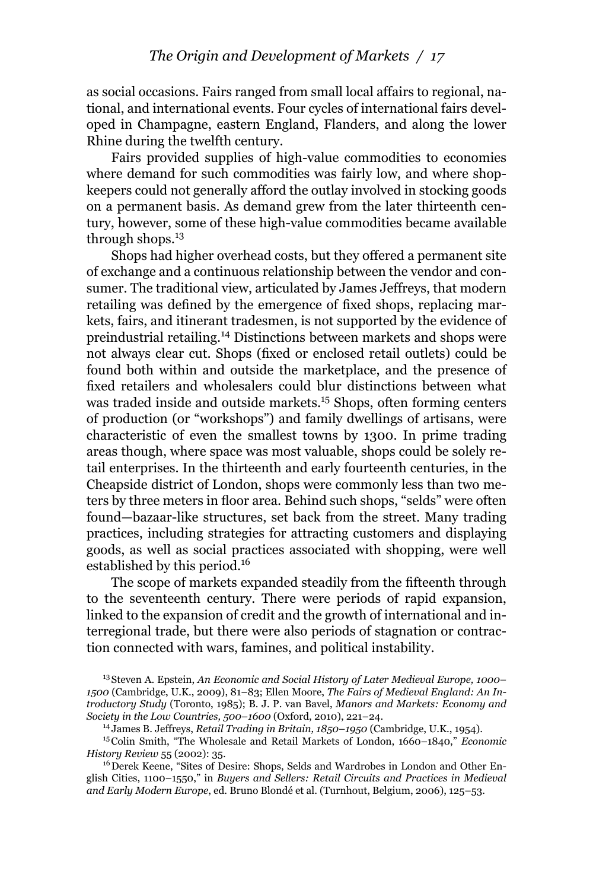as social occasions. Fairs ranged from small local affairs to regional, national, and international events. Four cycles of international fairs developed in Champagne, eastern England, Flanders, and along the lower Rhine during the twelfth century.

Fairs provided supplies of high-value commodities to economies where demand for such commodities was fairly low, and where shopkeepers could not generally afford the outlay involved in stocking goods on a permanent basis. As demand grew from the later thirteenth century, however, some of these high-value commodities became available through shops.[13]

Shops had higher overhead costs, but they offered a permanent site of exchange and a continuous relationship between the vendor and consumer. The traditional view, articulated by James Jeffreys, that modern retailing was defined by the emergence of fixed shops, replacing markets, fairs, and itinerant tradesmen, is not supported by the evidence of preindustrial retailing.[14] Distinctions between markets and shops were not always clear cut. Shops (fixed or enclosed retail outlets) could be found both within and outside the marketplace, and the presence of fixed retailers and wholesalers could blur distinctions between what was traded inside and outside markets.[15] Shops, often forming centers of production (or "workshops") and family dwellings of artisans, were characteristic of even the smallest towns by 1300. In prime trading areas though, where space was most valuable, shops could be solely retail enterprises. In the thirteenth and early fourteenth centuries, in the Cheapside district of London, shops were commonly less than two meters by three meters in floor area. Behind such shops, "selds" were often found—bazaar-like structures, set back from the street. Many trading practices, including strategies for attracting customers and displaying goods, as well as social practices associated with shopping, were well established by this period.[16]

The scope of markets expanded steadily from the fifteenth through to the seventeenth century. There were periods of rapid expansion, linked to the expansion of credit and the growth of international and interregional trade, but there were also periods of stagnation or contraction connected with wars, famines, and political instability.

[13] Steven A. Epstein, *An Economic and Social History of Later Medieval Europe, 1000–1500* (Cambridge, U.K., 2009), 81–83; Ellen Moore, *The Fairs of Medieval England: An Introductory Study* (Toronto, 1985); B. J. P. van Bavel, *Manors and Markets: Economy and Society in the Low Countries, 500–1600* (Oxford, 2010), 221–24.

[14] James B. Jeffreys, *Retail Trading in Britain, 1850–1950* (Cambridge, U.K., 1954).

[15] Colin Smith, "The Wholesale and Retail Markets of London, 1660–1840," *Economic History Review* 55 (2002): 35.

[16] Derek Keene, "Sites of Desire: Shops, Selds and Wardrobes in London and Other English Cities, 1100–1550," in *Buyers and Sellers: Retail Circuits and Practices in Medieval and Early Modern Europe*, ed. Bruno Blondé et al. (Turnhout, Belgium, 2006), 125–53.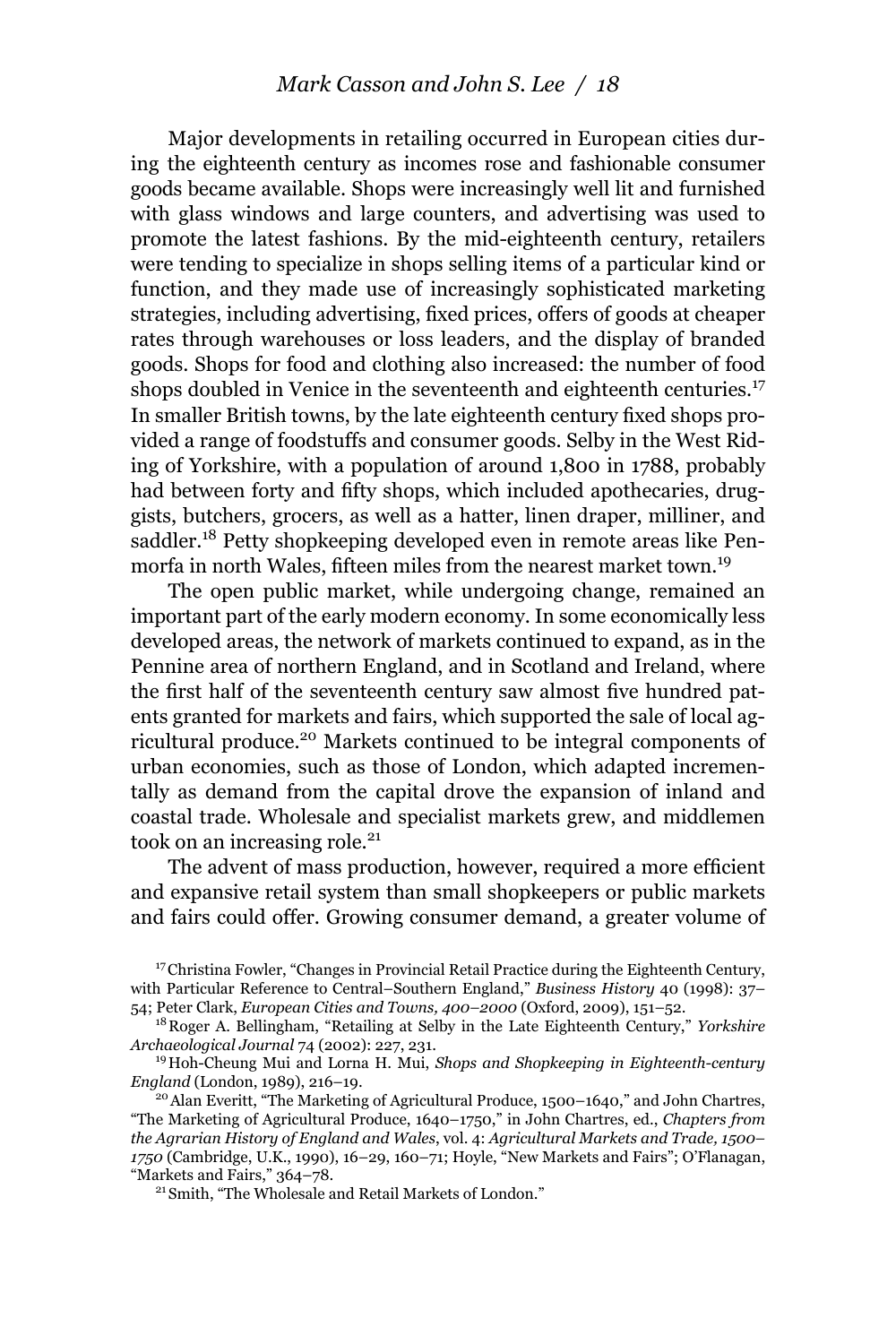Major developments in retailing occurred in European cities during the eighteenth century as incomes rose and fashionable consumer goods became available. Shops were increasingly well lit and furnished with glass windows and large counters, and advertising was used to promote the latest fashions. By the mid-eighteenth century, retailers were tending to specialize in shops selling items of a particular kind or function, and they made use of increasingly sophisticated marketing strategies, including advertising, fixed prices, offers of goods at cheaper rates through warehouses or loss leaders, and the display of branded goods. Shops for food and clothing also increased: the number of food shops doubled in Venice in the seventeenth and eighteenth centuries.[17] In smaller British towns, by the late eighteenth century fixed shops provided a range of foodstuffs and consumer goods. Selby in the West Riding of Yorkshire, with a population of around 1,800 in 1788, probably had between forty and fifty shops, which included apothecaries, druggists, butchers, grocers, as well as a hatter, linen draper, milliner, and saddler.[18] Petty shopkeeping developed even in remote areas like Penmorfa in north Wales, fifteen miles from the nearest market town.[19]

The open public market, while undergoing change, remained an important part of the early modern economy. In some economically less developed areas, the network of markets continued to expand, as in the Pennine area of northern England, and in Scotland and Ireland, where the first half of the seventeenth century saw almost five hundred patents granted for markets and fairs, which supported the sale of local agricultural produce.[20] Markets continued to be integral components of urban economies, such as those of London, which adapted incrementally as demand from the capital drove the expansion of inland and coastal trade. Wholesale and specialist markets grew, and middlemen took on an increasing role.[21]

The advent of mass production, however, required a more efficient and expansive retail system than small shopkeepers or public markets and fairs could offer. Growing consumer demand, a greater volume of

[17] Christina Fowler, "Changes in Provincial Retail Practice during the Eighteenth Century, with Particular Reference to Central–Southern England," *Business History* 40 (1998): 37–54; Peter Clark, *European Cities and Towns, 400–2000* (Oxford, 2009), 151–52.

[18] Roger A. Bellingham, "Retailing at Selby in the Late Eighteenth Century," *Yorkshire Archaeological Journal* 74 (2002): 227, 231.

[19] Hoh-Cheung Mui and Lorna H. Mui, *Shops and Shopkeeping in Eighteenth-century England* (London, 1989), 216–19.

[20] Alan Everitt, "The Marketing of Agricultural Produce, 1500–1640," and John Chartres, "The Marketing of Agricultural Produce, 1640–1750," in John Chartres, ed., *Chapters from the Agrarian History of England and Wales*, vol. 4: *Agricultural Markets and Trade, 1500–1750* (Cambridge, U.K., 1990), 16–29, 160–71; Hoyle, "New Markets and Fairs"; O'Flanagan, "Markets and Fairs," 364–78.

[21] Smith, "The Wholesale and Retail Markets of London."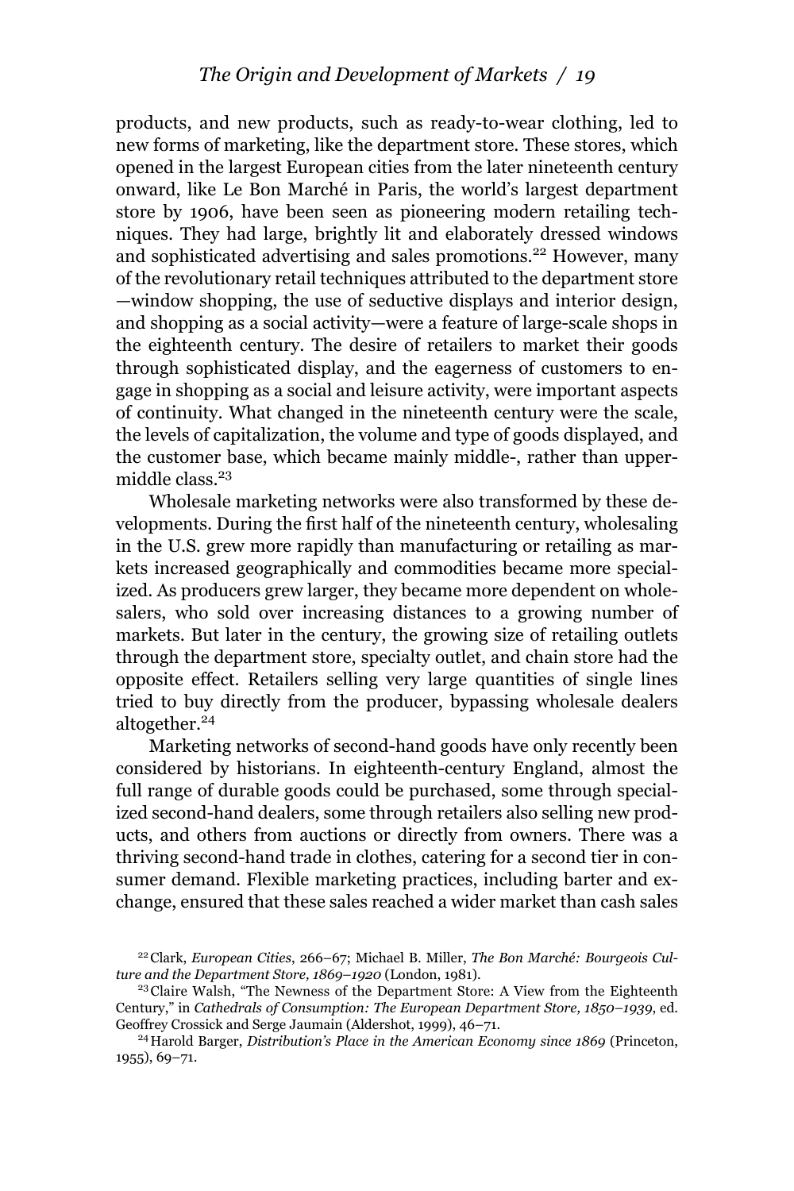products, and new products, such as ready-to-wear clothing, led to new forms of marketing, like the department store. These stores, which opened in the largest European cities from the later nineteenth century onward, like Le Bon Marché in Paris, the world's largest department store by 1906, have been seen as pioneering modern retailing techniques. They had large, brightly lit and elaborately dressed windows and sophisticated advertising and sales promotions.[22] However, many of the revolutionary retail techniques attributed to the department store —window shopping, the use of seductive displays and interior design, and shopping as a social activity—were a feature of large-scale shops in the eighteenth century. The desire of retailers to market their goods through sophisticated display, and the eagerness of customers to engage in shopping as a social and leisure activity, were important aspects of continuity. What changed in the nineteenth century were the scale, the levels of capitalization, the volume and type of goods displayed, and the customer base, which became mainly middle-, rather than upper-middle class.[23]

Wholesale marketing networks were also transformed by these developments. During the first half of the nineteenth century, wholesaling in the U.S. grew more rapidly than manufacturing or retailing as markets increased geographically and commodities became more specialized. As producers grew larger, they became more dependent on wholesalers, who sold over increasing distances to a growing number of markets. But later in the century, the growing size of retailing outlets through the department store, specialty outlet, and chain store had the opposite effect. Retailers selling very large quantities of single lines tried to buy directly from the producer, bypassing wholesale dealers altogether.[24]

Marketing networks of second-hand goods have only recently been considered by historians. In eighteenth-century England, almost the full range of durable goods could be purchased, some through specialized second-hand dealers, some through retailers also selling new products, and others from auctions or directly from owners. There was a thriving second-hand trade in clothes, catering for a second tier in consumer demand. Flexible marketing practices, including barter and exchange, ensured that these sales reached a wider market than cash sales

[22] Clark, *European Cities*, 266–67; Michael B. Miller, *The Bon Marché: Bourgeois Culture and the Department Store, 1869–1920* (London, 1981).

[23] Claire Walsh, "The Newness of the Department Store: A View from the Eighteenth Century," in *Cathedrals of Consumption: The European Department Store, 1850–1939*, ed. Geoffrey Crossick and Serge Jaumain (Aldershot, 1999), 46–71.

[24] Harold Barger, *Distribution's Place in the American Economy since 1869* (Princeton, 1955), 69–71.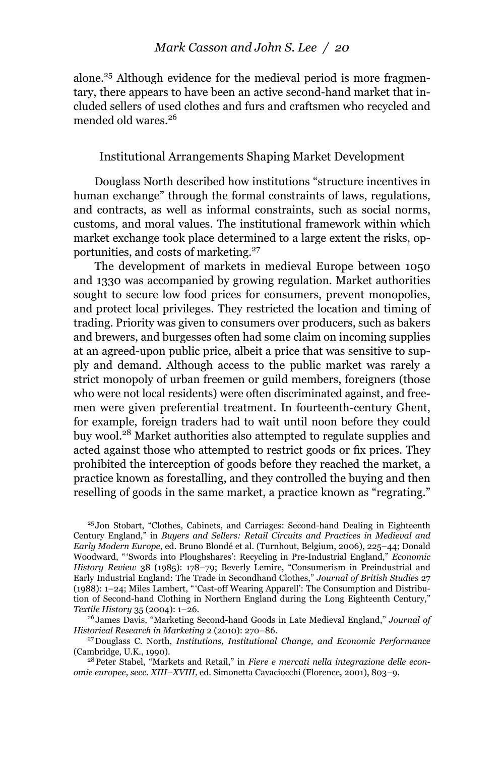alone.[25] Although evidence for the medieval period is more fragmentary, there appears to have been an active second-hand market that included sellers of used clothes and furs and craftsmen who recycled and mended old wares.[26]

## Institutional Arrangements Shaping Market Development

Douglass North described how institutions "structure incentives in human exchange" through the formal constraints of laws, regulations, and contracts, as well as informal constraints, such as social norms, customs, and moral values. The institutional framework within which market exchange took place determined to a large extent the risks, opportunities, and costs of marketing.[27]

The development of markets in medieval Europe between 1050 and 1330 was accompanied by growing regulation. Market authorities sought to secure low food prices for consumers, prevent monopolies, and protect local privileges. They restricted the location and timing of trading. Priority was given to consumers over producers, such as bakers and brewers, and burgesses often had some claim on incoming supplies at an agreed-upon public price, albeit a price that was sensitive to supply and demand. Although access to the public market was rarely a strict monopoly of urban freemen or guild members, foreigners (those who were not local residents) were often discriminated against, and freemen were given preferential treatment. In fourteenth-century Ghent, for example, foreign traders had to wait until noon before they could buy wool.[28] Market authorities also attempted to regulate supplies and acted against those who attempted to restrict goods or fix prices. They prohibited the interception of goods before they reached the market, a practice known as forestalling, and they controlled the buying and then reselling of goods in the same market, a practice known as "regrating."

---

[25] Jon Stobart, "Clothes, Cabinets, and Carriages: Second-hand Dealing in Eighteenth Century England," in *Buyers and Sellers: Retail Circuits and Practices in Medieval and Early Modern Europe*, ed. Bruno Blondé et al. (Turnhout, Belgium, 2006), 225–44; Donald Woodward, "'Swords into Ploughshares': Recycling in Pre-Industrial England," *Economic History Review* 38 (1985): 178–79; Beverly Lemire, "Consumerism in Preindustrial and Early Industrial England: The Trade in Secondhand Clothes," *Journal of British Studies* 27 (1988): 1–24; Miles Lambert, "'Cast-off Wearing Apparell': The Consumption and Distribution of Second-hand Clothing in Northern England during the Long Eighteenth Century," *Textile History* 35 (2004): 1–26.

[26] James Davis, "Marketing Second-hand Goods in Late Medieval England," *Journal of Historical Research in Marketing* 2 (2010): 270–86.

[27] Douglass C. North, *Institutions, Institutional Change, and Economic Performance* (Cambridge, U.K., 1990).

[28] Peter Stabel, "Markets and Retail," in *Fiere e mercati nella integrazione delle economie europee, secc. XIII–XVIII*, ed. Simonetta Cavaciocchi (Florence, 2001), 803–9.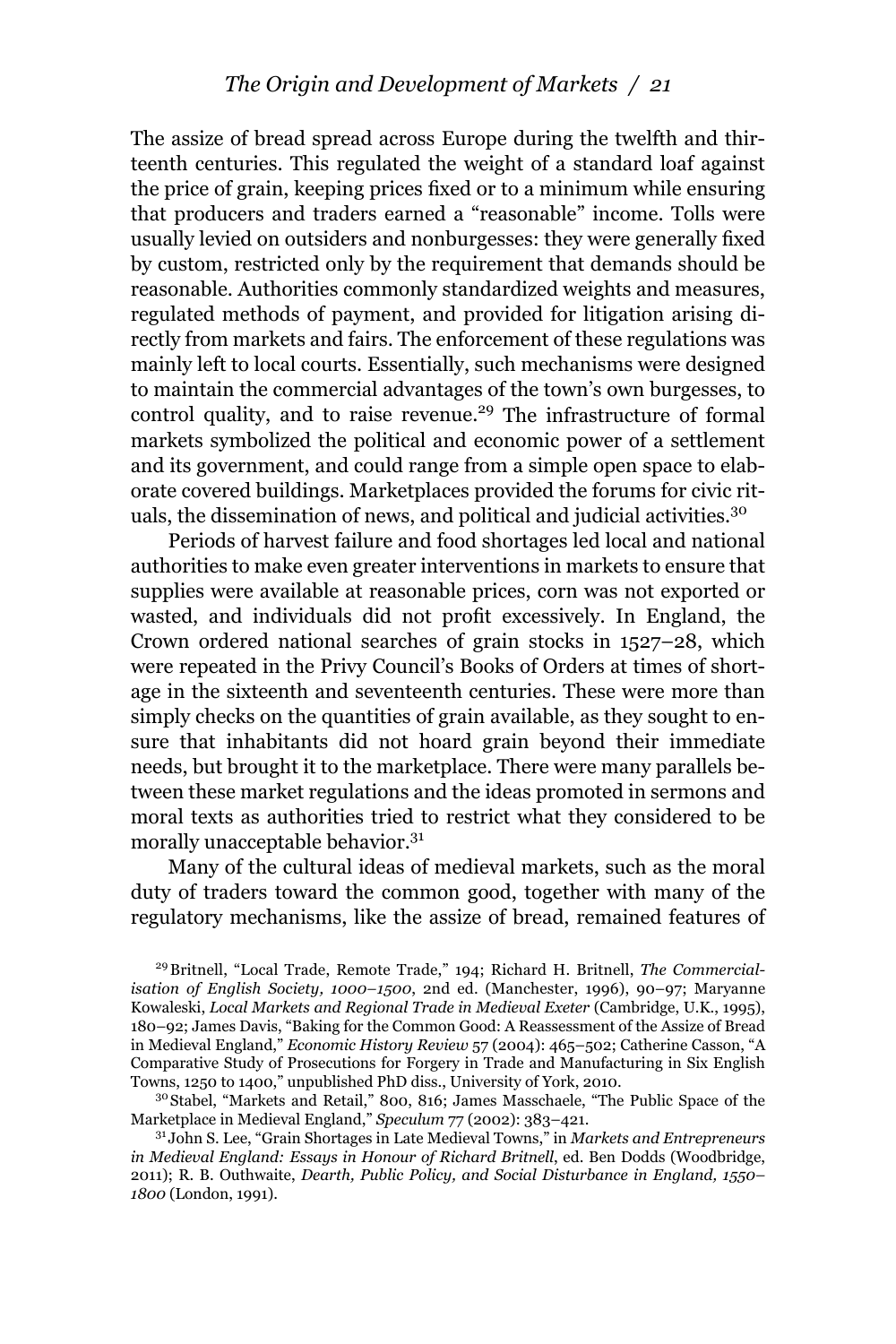The assize of bread spread across Europe during the twelfth and thirteenth centuries. This regulated the weight of a standard loaf against the price of grain, keeping prices fixed or to a minimum while ensuring that producers and traders earned a "reasonable" income. Tolls were usually levied on outsiders and nonburgesses: they were generally fixed by custom, restricted only by the requirement that demands should be reasonable. Authorities commonly standardized weights and measures, regulated methods of payment, and provided for litigation arising directly from markets and fairs. The enforcement of these regulations was mainly left to local courts. Essentially, such mechanisms were designed to maintain the commercial advantages of the town's own burgesses, to control quality, and to raise revenue.[29] The infrastructure of formal markets symbolized the political and economic power of a settlement and its government, and could range from a simple open space to elaborate covered buildings. Marketplaces provided the forums for civic rituals, the dissemination of news, and political and judicial activities.[30]

Periods of harvest failure and food shortages led local and national authorities to make even greater interventions in markets to ensure that supplies were available at reasonable prices, corn was not exported or wasted, and individuals did not profit excessively. In England, the Crown ordered national searches of grain stocks in 1527–28, which were repeated in the Privy Council's Books of Orders at times of shortage in the sixteenth and seventeenth centuries. These were more than simply checks on the quantities of grain available, as they sought to ensure that inhabitants did not hoard grain beyond their immediate needs, but brought it to the marketplace. There were many parallels between these market regulations and the ideas promoted in sermons and moral texts as authorities tried to restrict what they considered to be morally unacceptable behavior.[31]

Many of the cultural ideas of medieval markets, such as the moral duty of traders toward the common good, together with many of the regulatory mechanisms, like the assize of bread, remained features of

[29] Britnell, "Local Trade, Remote Trade," 194; Richard H. Britnell, *The Commercialisation of English Society, 1000–1500*, 2nd ed. (Manchester, 1996), 90–97; Maryanne Kowaleski, *Local Markets and Regional Trade in Medieval Exeter* (Cambridge, U.K., 1995), 180–92; James Davis, "Baking for the Common Good: A Reassessment of the Assize of Bread in Medieval England," *Economic History Review* 57 (2004): 465–502; Catherine Casson, "A Comparative Study of Prosecutions for Forgery in Trade and Manufacturing in Six English Towns, 1250 to 1400," unpublished PhD diss., University of York, 2010.

[30] Stabel, "Markets and Retail," 800, 816; James Masschaele, "The Public Space of the Marketplace in Medieval England," *Speculum* 77 (2002): 383–421.

[31] John S. Lee, "Grain Shortages in Late Medieval Towns," in *Markets and Entrepreneurs in Medieval England: Essays in Honour of Richard Britnell*, ed. Ben Dodds (Woodbridge, 2011); R. B. Outhwaite, *Dearth, Public Policy, and Social Disturbance in England, 1550–1800* (London, 1991).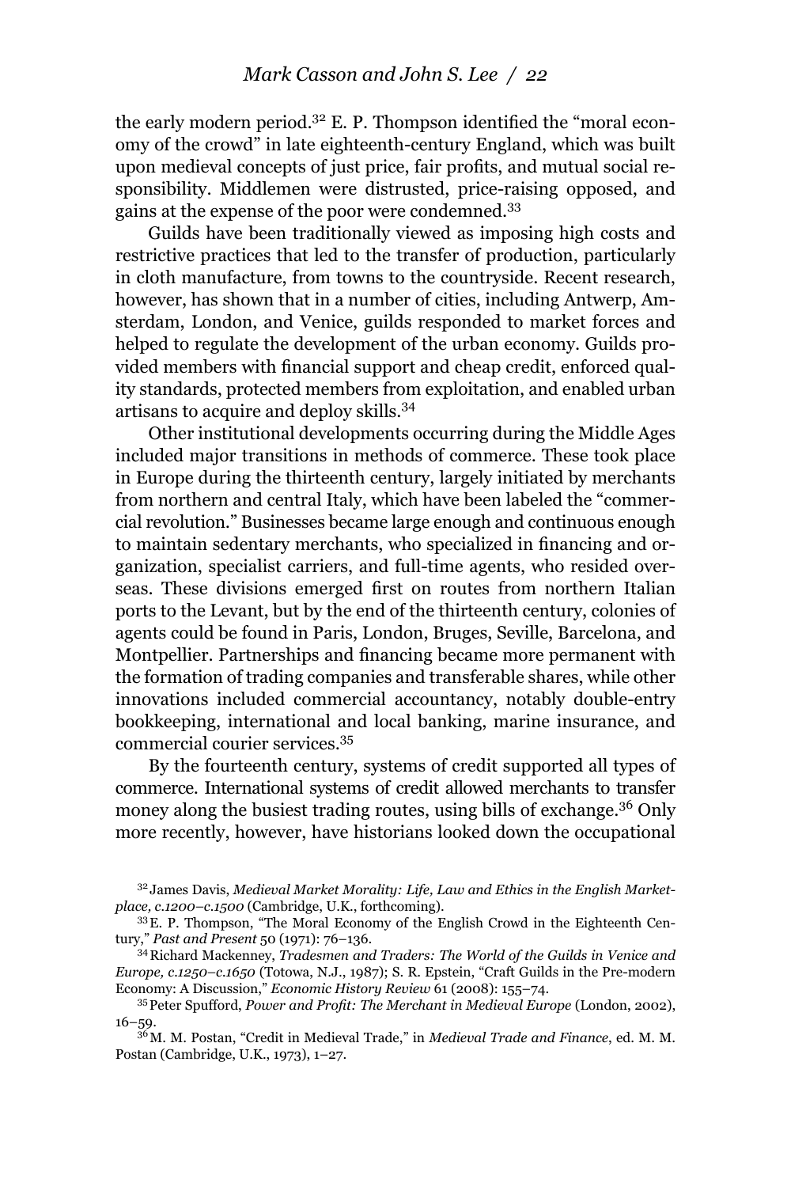the early modern period.[32] E. P. Thompson identified the "moral economy of the crowd" in late eighteenth-century England, which was built upon medieval concepts of just price, fair profits, and mutual social responsibility. Middlemen were distrusted, price-raising opposed, and gains at the expense of the poor were condemned.[33]

Guilds have been traditionally viewed as imposing high costs and restrictive practices that led to the transfer of production, particularly in cloth manufacture, from towns to the countryside. Recent research, however, has shown that in a number of cities, including Antwerp, Amsterdam, London, and Venice, guilds responded to market forces and helped to regulate the development of the urban economy. Guilds provided members with financial support and cheap credit, enforced quality standards, protected members from exploitation, and enabled urban artisans to acquire and deploy skills.[34]

Other institutional developments occurring during the Middle Ages included major transitions in methods of commerce. These took place in Europe during the thirteenth century, largely initiated by merchants from northern and central Italy, which have been labeled the "commercial revolution." Businesses became large enough and continuous enough to maintain sedentary merchants, who specialized in financing and organization, specialist carriers, and full-time agents, who resided overseas. These divisions emerged first on routes from northern Italian ports to the Levant, but by the end of the thirteenth century, colonies of agents could be found in Paris, London, Bruges, Seville, Barcelona, and Montpellier. Partnerships and financing became more permanent with the formation of trading companies and transferable shares, while other innovations included commercial accountancy, notably double-entry bookkeeping, international and local banking, marine insurance, and commercial courier services.[35]

By the fourteenth century, systems of credit supported all types of commerce. International systems of credit allowed merchants to transfer money along the busiest trading routes, using bills of exchange.[36] Only more recently, however, have historians looked down the occupational

---

[32] James Davis, *Medieval Market Morality: Life, Law and Ethics in the English Marketplace, c.1200–c.1500* (Cambridge, U.K., forthcoming).

[33] E. P. Thompson, "The Moral Economy of the English Crowd in the Eighteenth Century," *Past and Present* 50 (1971): 76–136.

[34] Richard Mackenney, *Tradesmen and Traders: The World of the Guilds in Venice and Europe, c.1250–c.1650* (Totowa, N.J., 1987); S. R. Epstein, "Craft Guilds in the Pre-modern Economy: A Discussion," *Economic History Review* 61 (2008): 155–74.

[35] Peter Spufford, *Power and Profit: The Merchant in Medieval Europe* (London, 2002), 16–59.

[36] M. M. Postan, "Credit in Medieval Trade," in *Medieval Trade and Finance*, ed. M. M. Postan (Cambridge, U.K., 1973), 1–27.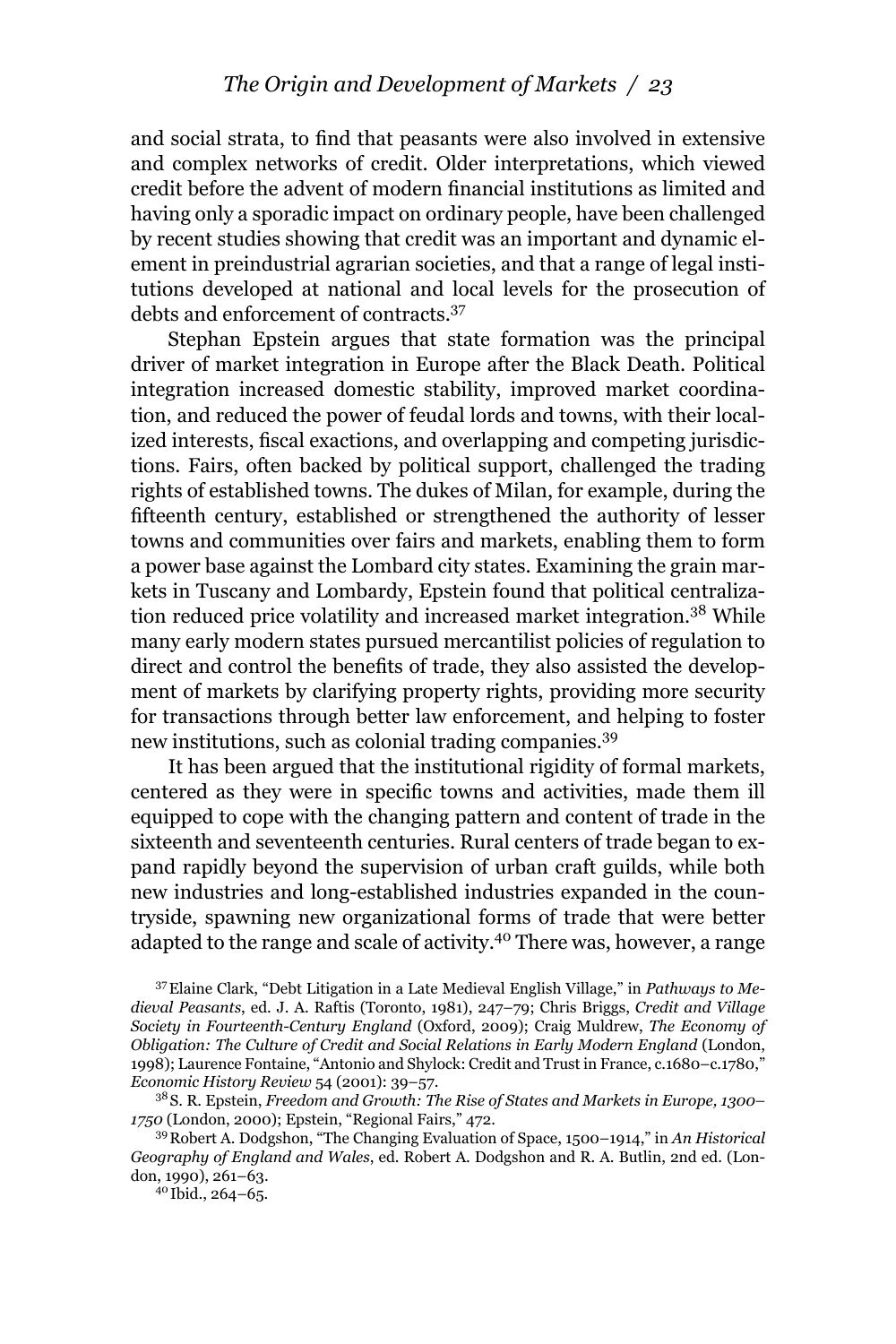and social strata, to find that peasants were also involved in extensive and complex networks of credit. Older interpretations, which viewed credit before the advent of modern financial institutions as limited and having only a sporadic impact on ordinary people, have been challenged by recent studies showing that credit was an important and dynamic element in preindustrial agrarian societies, and that a range of legal institutions developed at national and local levels for the prosecution of debts and enforcement of contracts.[37]

Stephan Epstein argues that state formation was the principal driver of market integration in Europe after the Black Death. Political integration increased domestic stability, improved market coordination, and reduced the power of feudal lords and towns, with their localized interests, fiscal exactions, and overlapping and competing jurisdictions. Fairs, often backed by political support, challenged the trading rights of established towns. The dukes of Milan, for example, during the fifteenth century, established or strengthened the authority of lesser towns and communities over fairs and markets, enabling them to form a power base against the Lombard city states. Examining the grain markets in Tuscany and Lombardy, Epstein found that political centralization reduced price volatility and increased market integration.[38] While many early modern states pursued mercantilist policies of regulation to direct and control the benefits of trade, they also assisted the development of markets by clarifying property rights, providing more security for transactions through better law enforcement, and helping to foster new institutions, such as colonial trading companies.[39]

It has been argued that the institutional rigidity of formal markets, centered as they were in specific towns and activities, made them ill equipped to cope with the changing pattern and content of trade in the sixteenth and seventeenth centuries. Rural centers of trade began to expand rapidly beyond the supervision of urban craft guilds, while both new industries and long-established industries expanded in the countryside, spawning new organizational forms of trade that were better adapted to the range and scale of activity.[40] There was, however, a range

[37] Elaine Clark, "Debt Litigation in a Late Medieval English Village," in *Pathways to Medieval Peasants*, ed. J. A. Raftis (Toronto, 1981), 247–79; Chris Briggs, *Credit and Village Society in Fourteenth-Century England* (Oxford, 2009); Craig Muldrew, *The Economy of Obligation: The Culture of Credit and Social Relations in Early Modern England* (London, 1998); Laurence Fontaine, "Antonio and Shylock: Credit and Trust in France, c.1680–c.1780," *Economic History Review* 54 (2001): 39–57.

[38] S. R. Epstein, *Freedom and Growth: The Rise of States and Markets in Europe, 1300–1750* (London, 2000); Epstein, "Regional Fairs," 472.

[39] Robert A. Dodgshon, "The Changing Evaluation of Space, 1500–1914," in *An Historical Geography of England and Wales*, ed. Robert A. Dodgshon and R. A. Butlin, 2nd ed. (London, 1990), 261–63.

[40] Ibid., 264–65.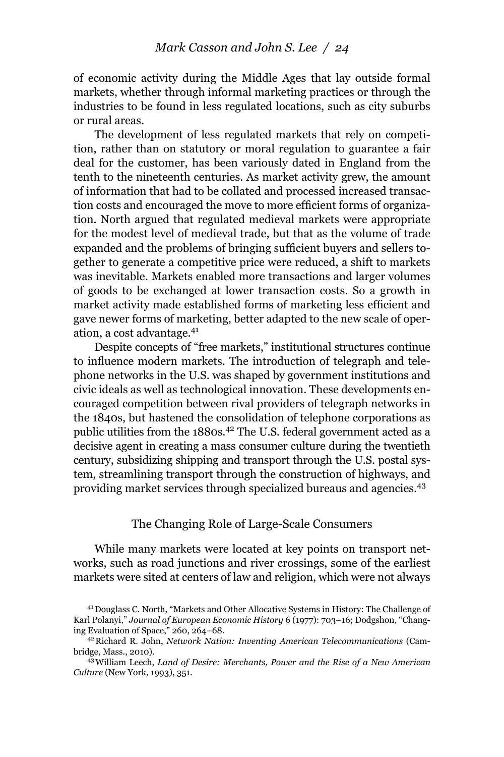of economic activity during the Middle Ages that lay outside formal markets, whether through informal marketing practices or through the industries to be found in less regulated locations, such as city suburbs or rural areas.

The development of less regulated markets that rely on competition, rather than on statutory or moral regulation to guarantee a fair deal for the customer, has been variously dated in England from the tenth to the nineteenth centuries. As market activity grew, the amount of information that had to be collated and processed increased transaction costs and encouraged the move to more efficient forms of organization. North argued that regulated medieval markets were appropriate for the modest level of medieval trade, but that as the volume of trade expanded and the problems of bringing sufficient buyers and sellers together to generate a competitive price were reduced, a shift to markets was inevitable. Markets enabled more transactions and larger volumes of goods to be exchanged at lower transaction costs. So a growth in market activity made established forms of marketing less efficient and gave newer forms of marketing, better adapted to the new scale of operation, a cost advantage.[41]

Despite concepts of "free markets," institutional structures continue to influence modern markets. The introduction of telegraph and telephone networks in the U.S. was shaped by government institutions and civic ideals as well as technological innovation. These developments encouraged competition between rival providers of telegraph networks in the 1840s, but hastened the consolidation of telephone corporations as public utilities from the 1880s.[42] The U.S. federal government acted as a decisive agent in creating a mass consumer culture during the twentieth century, subsidizing shipping and transport through the U.S. postal system, streamlining transport through the construction of highways, and providing market services through specialized bureaus and agencies.[43]

## The Changing Role of Large-Scale Consumers

While many markets were located at key points on transport networks, such as road junctions and river crossings, some of the earliest markets were sited at centers of law and religion, which were not always

[41] Douglass C. North, "Markets and Other Allocative Systems in History: The Challenge of Karl Polanyi," *Journal of European Economic History* 6 (1977): 703–16; Dodgshon, "Changing Evaluation of Space," 260, 264–68.

[42] Richard R. John, *Network Nation: Inventing American Telecommunications* (Cambridge, Mass., 2010).

[43] William Leech, *Land of Desire: Merchants, Power and the Rise of a New American Culture* (New York, 1993), 351.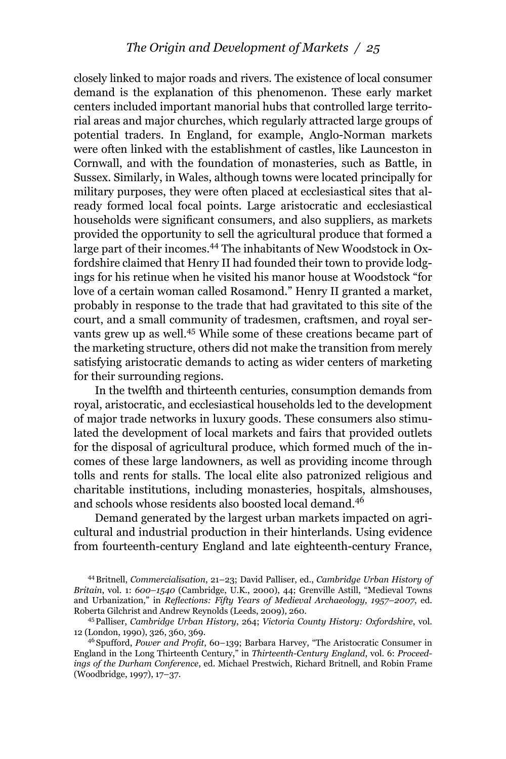closely linked to major roads and rivers. The existence of local consumer demand is the explanation of this phenomenon. These early market centers included important manorial hubs that controlled large territorial areas and major churches, which regularly attracted large groups of potential traders. In England, for example, Anglo-Norman markets were often linked with the establishment of castles, like Launceston in Cornwall, and with the foundation of monasteries, such as Battle, in Sussex. Similarly, in Wales, although towns were located principally for military purposes, they were often placed at ecclesiastical sites that already formed local focal points. Large aristocratic and ecclesiastical households were significant consumers, and also suppliers, as markets provided the opportunity to sell the agricultural produce that formed a large part of their incomes.[44] The inhabitants of New Woodstock in Oxfordshire claimed that Henry II had founded their town to provide lodgings for his retinue when he visited his manor house at Woodstock "for love of a certain woman called Rosamond." Henry II granted a market, probably in response to the trade that had gravitated to this site of the court, and a small community of tradesmen, craftsmen, and royal servants grew up as well.[45] While some of these creations became part of the marketing structure, others did not make the transition from merely satisfying aristocratic demands to acting as wider centers of marketing for their surrounding regions.

In the twelfth and thirteenth centuries, consumption demands from royal, aristocratic, and ecclesiastical households led to the development of major trade networks in luxury goods. These consumers also stimulated the development of local markets and fairs that provided outlets for the disposal of agricultural produce, which formed much of the incomes of these large landowners, as well as providing income through tolls and rents for stalls. The local elite also patronized religious and charitable institutions, including monasteries, hospitals, almshouses, and schools whose residents also boosted local demand.[46]

Demand generated by the largest urban markets impacted on agricultural and industrial production in their hinterlands. Using evidence from fourteenth-century England and late eighteenth-century France,

[44] Britnell, *Commercialisation*, 21–23; David Palliser, ed., *Cambridge Urban History of Britain*, vol. 1: *600–1540* (Cambridge, U.K., 2000), 44; Grenville Astill, "Medieval Towns and Urbanization," in *Reflections: Fifty Years of Medieval Archaeology, 1957–2007*, ed. Roberta Gilchrist and Andrew Reynolds (Leeds, 2009), 260.

[45] Palliser, *Cambridge Urban History*, 264; *Victoria County History: Oxfordshire*, vol. 12 (London, 1990), 326, 360, 369.

[46] Spufford, *Power and Profit*, 60–139; Barbara Harvey, "The Aristocratic Consumer in England in the Long Thirteenth Century," in *Thirteenth-Century England*, vol. 6: *Proceedings of the Durham Conference*, ed. Michael Prestwich, Richard Britnell, and Robin Frame (Woodbridge, 1997), 17–37.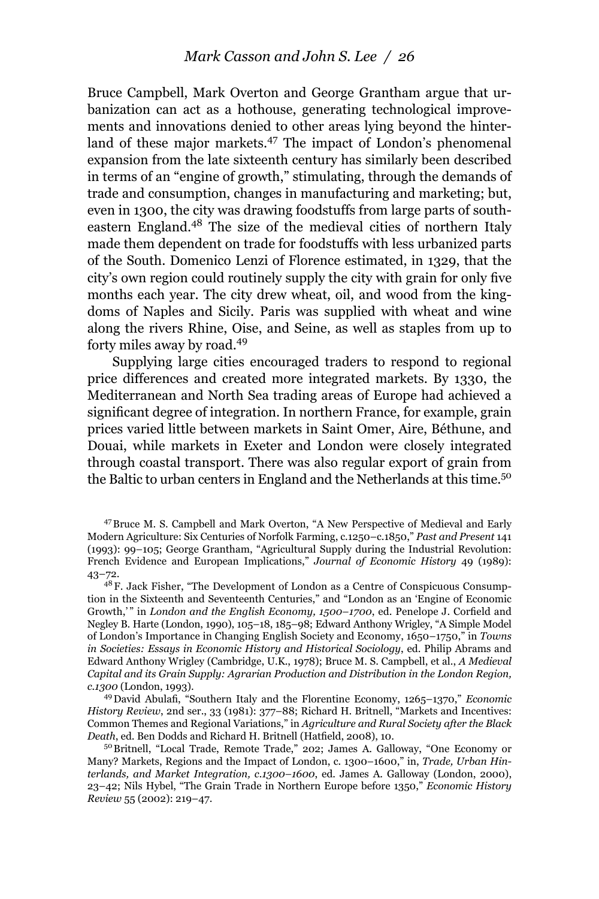Bruce Campbell, Mark Overton and George Grantham argue that urbanization can act as a hothouse, generating technological improvements and innovations denied to other areas lying beyond the hinterland of these major markets.[47] The impact of London's phenomenal expansion from the late sixteenth century has similarly been described in terms of an "engine of growth," stimulating, through the demands of trade and consumption, changes in manufacturing and marketing; but, even in 1300, the city was drawing foodstuffs from large parts of southeastern England.[48] The size of the medieval cities of northern Italy made them dependent on trade for foodstuffs with less urbanized parts of the South. Domenico Lenzi of Florence estimated, in 1329, that the city's own region could routinely supply the city with grain for only five months each year. The city drew wheat, oil, and wood from the kingdoms of Naples and Sicily. Paris was supplied with wheat and wine along the rivers Rhine, Oise, and Seine, as well as staples from up to forty miles away by road.[49]

Supplying large cities encouraged traders to respond to regional price differences and created more integrated markets. By 1330, the Mediterranean and North Sea trading areas of Europe had achieved a significant degree of integration. In northern France, for example, grain prices varied little between markets in Saint Omer, Aire, Béthune, and Douai, while markets in Exeter and London were closely integrated through coastal transport. There was also regular export of grain from the Baltic to urban centers in England and the Netherlands at this time.[50]

[47] Bruce M. S. Campbell and Mark Overton, "A New Perspective of Medieval and Early Modern Agriculture: Six Centuries of Norfolk Farming, c.1250–c.1850," *Past and Present* 141 (1993): 99–105; George Grantham, "Agricultural Supply during the Industrial Revolution: French Evidence and European Implications," *Journal of Economic History* 49 (1989): 43–72.

[48] F. Jack Fisher, "The Development of London as a Centre of Conspicuous Consumption in the Sixteenth and Seventeenth Centuries," and "London as an 'Engine of Economic Growth,'" in *London and the English Economy, 1500–1700*, ed. Penelope J. Corfield and Negley B. Harte (London, 1990), 105–18, 185–98; Edward Anthony Wrigley, "A Simple Model of London's Importance in Changing English Society and Economy, 1650–1750," in *Towns in Societies: Essays in Economic History and Historical Sociology*, ed. Philip Abrams and Edward Anthony Wrigley (Cambridge, U.K., 1978); Bruce M. S. Campbell, et al., *A Medieval Capital and its Grain Supply: Agrarian Production and Distribution in the London Region, c.1300* (London, 1993).

[49] David Abulafi, "Southern Italy and the Florentine Economy, 1265–1370," *Economic History Review*, 2nd ser., 33 (1981): 377–88; Richard H. Britnell, "Markets and Incentives: Common Themes and Regional Variations," in *Agriculture and Rural Society after the Black Death*, ed. Ben Dodds and Richard H. Britnell (Hatfield, 2008), 10.

[50] Britnell, "Local Trade, Remote Trade," 202; James A. Galloway, "One Economy or Many? Markets, Regions and the Impact of London, c. 1300–1600," in, *Trade, Urban Hinterlands, and Market Integration, c.1300–1600*, ed. James A. Galloway (London, 2000), 23–42; Nils Hybel, "The Grain Trade in Northern Europe before 1350," *Economic History Review* 55 (2002): 219–47.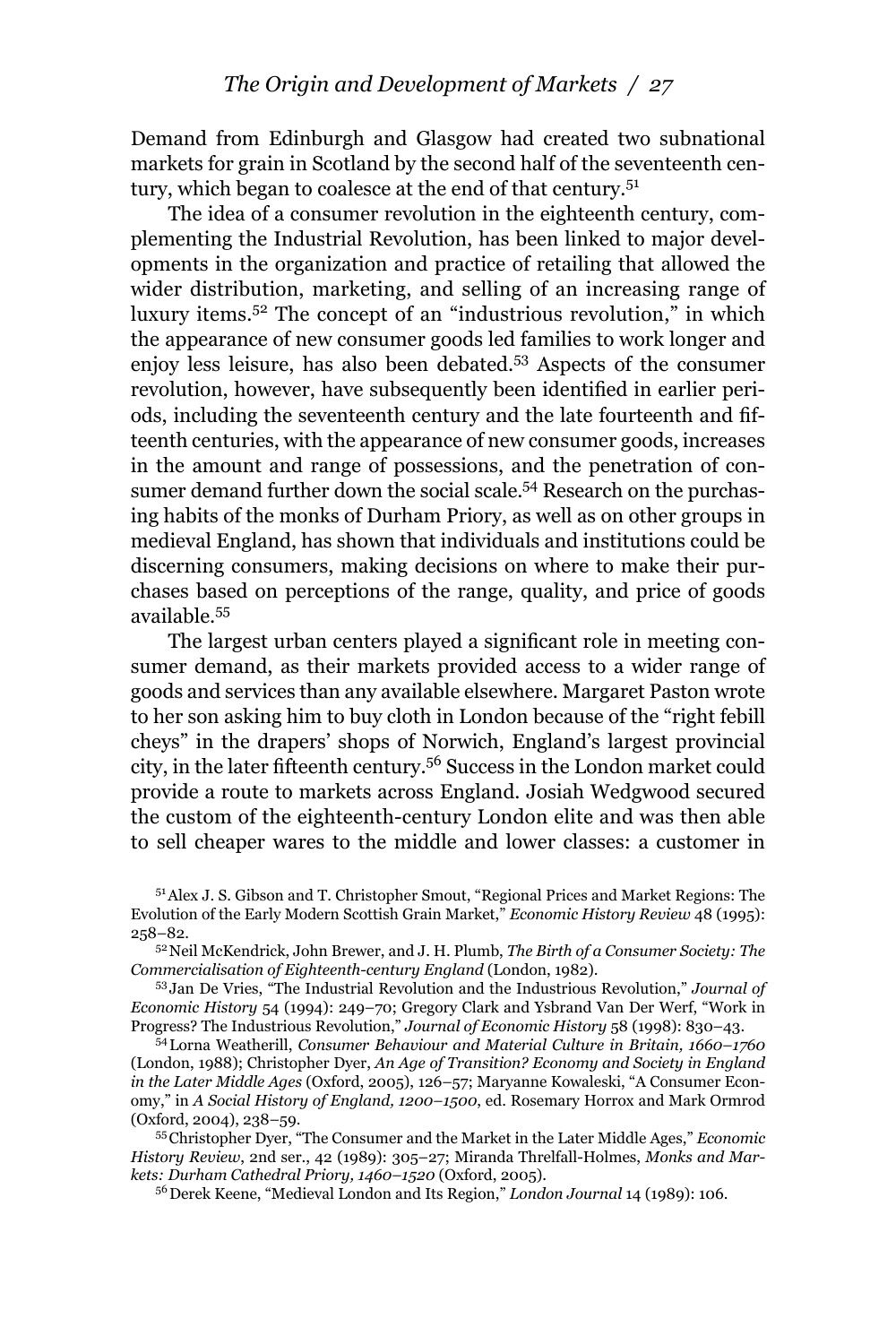Demand from Edinburgh and Glasgow had created two subnational markets for grain in Scotland by the second half of the seventeenth century, which began to coalesce at the end of that century.[51]

The idea of a consumer revolution in the eighteenth century, complementing the Industrial Revolution, has been linked to major developments in the organization and practice of retailing that allowed the wider distribution, marketing, and selling of an increasing range of luxury items.[52] The concept of an "industrious revolution," in which the appearance of new consumer goods led families to work longer and enjoy less leisure, has also been debated.[53] Aspects of the consumer revolution, however, have subsequently been identified in earlier periods, including the seventeenth century and the late fourteenth and fifteenth centuries, with the appearance of new consumer goods, increases in the amount and range of possessions, and the penetration of consumer demand further down the social scale.[54] Research on the purchasing habits of the monks of Durham Priory, as well as on other groups in medieval England, has shown that individuals and institutions could be discerning consumers, making decisions on where to make their purchases based on perceptions of the range, quality, and price of goods available.[55]

The largest urban centers played a significant role in meeting consumer demand, as their markets provided access to a wider range of goods and services than any available elsewhere. Margaret Paston wrote to her son asking him to buy cloth in London because of the "right febill cheys" in the drapers' shops of Norwich, England's largest provincial city, in the later fifteenth century.[56] Success in the London market could provide a route to markets across England. Josiah Wedgwood secured the custom of the eighteenth-century London elite and was then able to sell cheaper wares to the middle and lower classes: a customer in

[51] Alex J. S. Gibson and T. Christopher Smout, "Regional Prices and Market Regions: The Evolution of the Early Modern Scottish Grain Market," *Economic History Review* 48 (1995): 258–82.

[52] Neil McKendrick, John Brewer, and J. H. Plumb, *The Birth of a Consumer Society: The Commercialisation of Eighteenth-century England* (London, 1982).

[53] Jan De Vries, "The Industrial Revolution and the Industrious Revolution," *Journal of Economic History* 54 (1994): 249–70; Gregory Clark and Ysbrand Van Der Werf, "Work in Progress? The Industrious Revolution," *Journal of Economic History* 58 (1998): 830–43.

[54] Lorna Weatherill, *Consumer Behaviour and Material Culture in Britain, 1660–1760* (London, 1988); Christopher Dyer, *An Age of Transition? Economy and Society in England in the Later Middle Ages* (Oxford, 2005), 126–57; Maryanne Kowaleski, "A Consumer Economy," in *A Social History of England, 1200–1500*, ed. Rosemary Horrox and Mark Ormrod (Oxford, 2004), 238–59.

[55] Christopher Dyer, "The Consumer and the Market in the Later Middle Ages," *Economic History Review*, 2nd ser., 42 (1989): 305–27; Miranda Threlfall-Holmes, *Monks and Markets: Durham Cathedral Priory, 1460–1520* (Oxford, 2005).

[56] Derek Keene, "Medieval London and Its Region," *London Journal* 14 (1989): 106.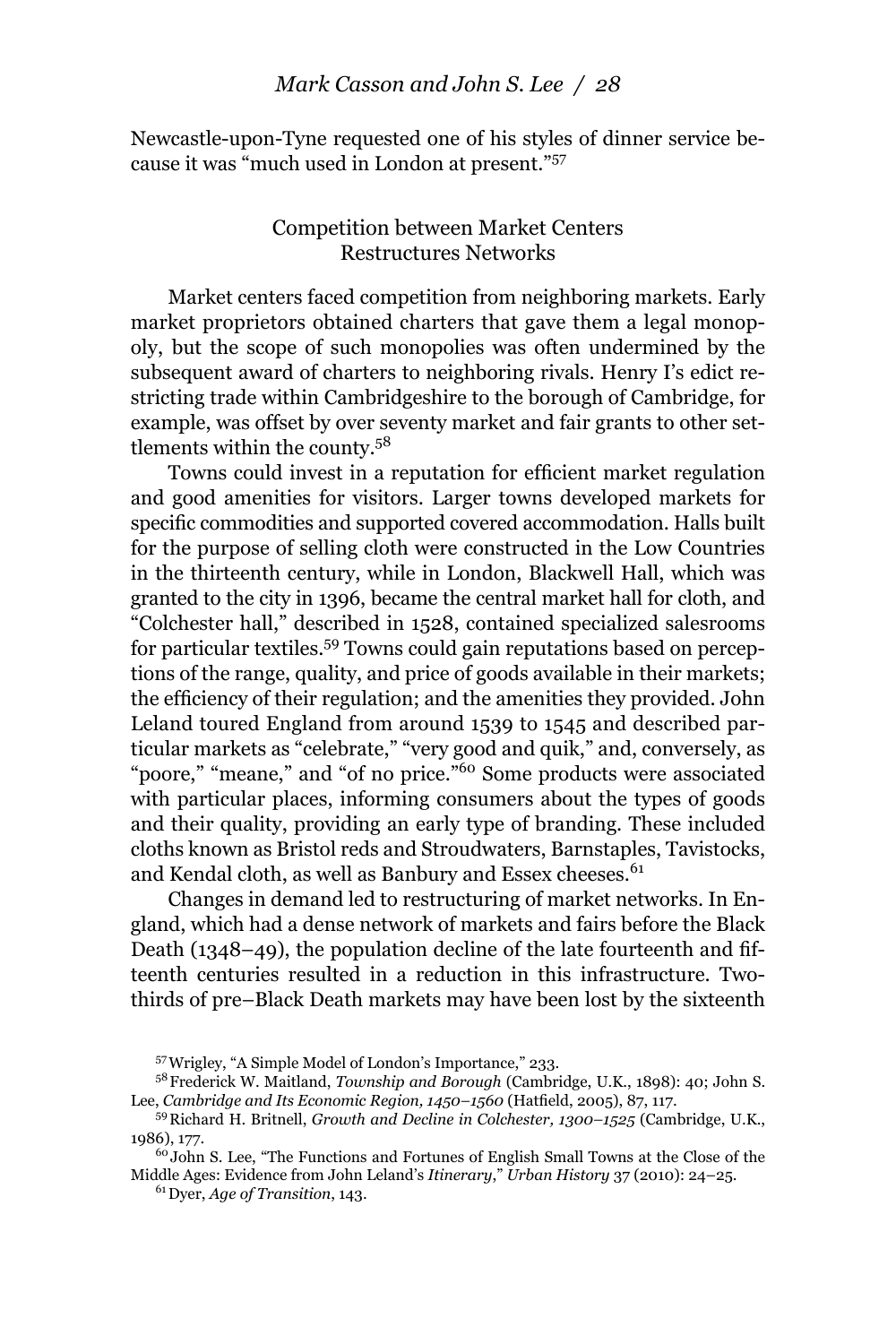Newcastle-upon-Tyne requested one of his styles of dinner service because it was "much used in London at present."[57]

## Competition between Market Centers Restructures Networks

Market centers faced competition from neighboring markets. Early market proprietors obtained charters that gave them a legal monopoly, but the scope of such monopolies was often undermined by the subsequent award of charters to neighboring rivals. Henry I's edict restricting trade within Cambridgeshire to the borough of Cambridge, for example, was offset by over seventy market and fair grants to other settlements within the county.[58]

Towns could invest in a reputation for efficient market regulation and good amenities for visitors. Larger towns developed markets for specific commodities and supported covered accommodation. Halls built for the purpose of selling cloth were constructed in the Low Countries in the thirteenth century, while in London, Blackwell Hall, which was granted to the city in 1396, became the central market hall for cloth, and "Colchester hall," described in 1528, contained specialized salesrooms for particular textiles.[59] Towns could gain reputations based on perceptions of the range, quality, and price of goods available in their markets; the efficiency of their regulation; and the amenities they provided. John Leland toured England from around 1539 to 1545 and described particular markets as "celebrate," "very good and quik," and, conversely, as "poore," "meane," and "of no price."[60] Some products were associated with particular places, informing consumers about the types of goods and their quality, providing an early type of branding. These included cloths known as Bristol reds and Stroudwaters, Barnstaples, Tavistocks, and Kendal cloth, as well as Banbury and Essex cheeses.[61]

Changes in demand led to restructuring of market networks. In England, which had a dense network of markets and fairs before the Black Death (1348–49), the population decline of the late fourteenth and fifteenth centuries resulted in a reduction in this infrastructure. Two-thirds of pre–Black Death markets may have been lost by the sixteenth

[57] Wrigley, "A Simple Model of London's Importance," 233.

[58] Frederick W. Maitland, *Township and Borough* (Cambridge, U.K., 1898): 40; John S. Lee, *Cambridge and Its Economic Region, 1450–1560* (Hatfield, 2005), 87, 117.

[59] Richard H. Britnell, *Growth and Decline in Colchester, 1300–1525* (Cambridge, U.K., 1986), 177.

[60] John S. Lee, "The Functions and Fortunes of English Small Towns at the Close of the Middle Ages: Evidence from John Leland's *Itinerary*," *Urban History* 37 (2010): 24–25.

[61] Dyer, *Age of Transition*, 143.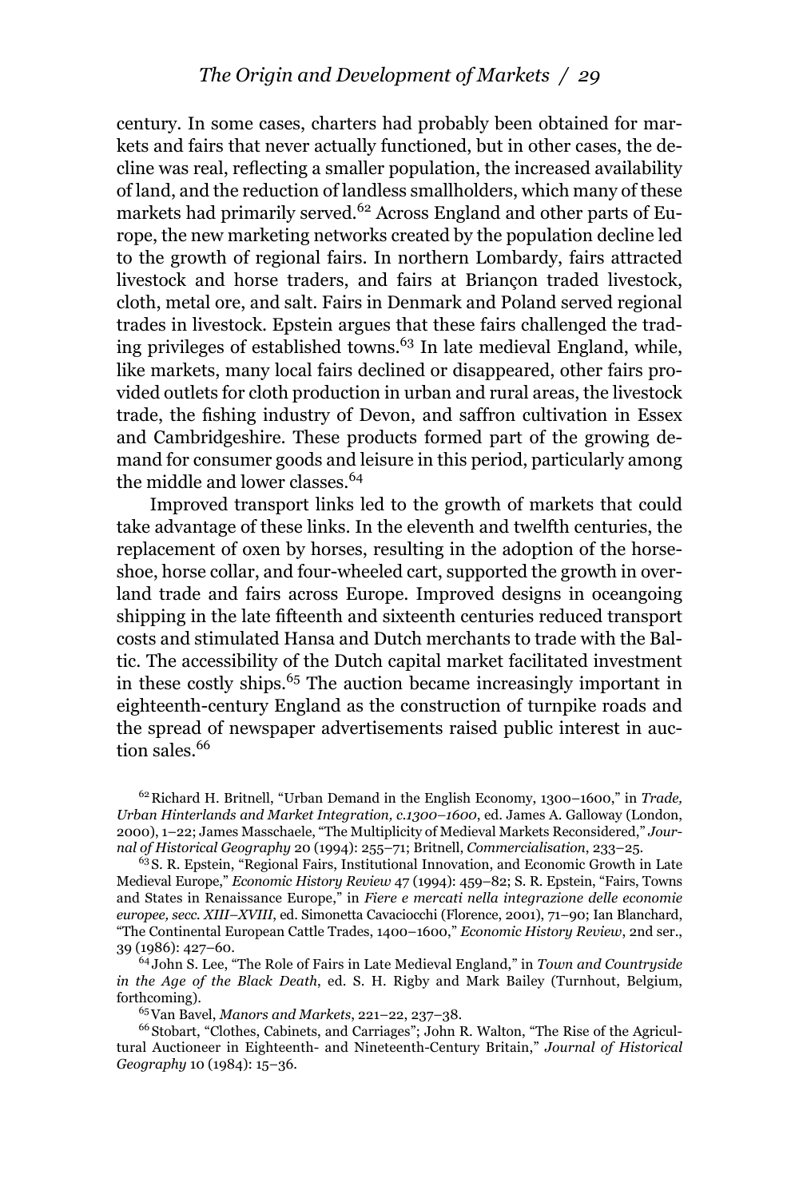century. In some cases, charters had probably been obtained for markets and fairs that never actually functioned, but in other cases, the decline was real, reflecting a smaller population, the increased availability of land, and the reduction of landless smallholders, which many of these markets had primarily served.[62] Across England and other parts of Europe, the new marketing networks created by the population decline led to the growth of regional fairs. In northern Lombardy, fairs attracted livestock and horse traders, and fairs at Briançon traded livestock, cloth, metal ore, and salt. Fairs in Denmark and Poland served regional trades in livestock. Epstein argues that these fairs challenged the trading privileges of established towns.[63] In late medieval England, while, like markets, many local fairs declined or disappeared, other fairs provided outlets for cloth production in urban and rural areas, the livestock trade, the fishing industry of Devon, and saffron cultivation in Essex and Cambridgeshire. These products formed part of the growing demand for consumer goods and leisure in this period, particularly among the middle and lower classes.[64]

Improved transport links led to the growth of markets that could take advantage of these links. In the eleventh and twelfth centuries, the replacement of oxen by horses, resulting in the adoption of the horseshoe, horse collar, and four-wheeled cart, supported the growth in overland trade and fairs across Europe. Improved designs in oceangoing shipping in the late fifteenth and sixteenth centuries reduced transport costs and stimulated Hansa and Dutch merchants to trade with the Baltic. The accessibility of the Dutch capital market facilitated investment in these costly ships.[65] The auction became increasingly important in eighteenth-century England as the construction of turnpike roads and the spread of newspaper advertisements raised public interest in auction sales.[66]

[62] Richard H. Britnell, "Urban Demand in the English Economy, 1300–1600," in *Trade, Urban Hinterlands and Market Integration, c.1300–1600*, ed. James A. Galloway (London, 2000), 1–22; James Masschaele, "The Multiplicity of Medieval Markets Reconsidered," *Journal of Historical Geography* 20 (1994): 255–71; Britnell, *Commercialisation*, 233–25.

[63] S. R. Epstein, "Regional Fairs, Institutional Innovation, and Economic Growth in Late Medieval Europe," *Economic History Review* 47 (1994): 459–82; S. R. Epstein, "Fairs, Towns and States in Renaissance Europe," in *Fiere e mercati nella integrazione delle economie europee, secc. XIII–XVIII*, ed. Simonetta Cavaciocchi (Florence, 2001), 71–90; Ian Blanchard, "The Continental European Cattle Trades, 1400–1600," *Economic History Review*, 2nd ser., 39 (1986): 427–60.

[64] John S. Lee, "The Role of Fairs in Late Medieval England," in *Town and Countryside in the Age of the Black Death*, ed. S. H. Rigby and Mark Bailey (Turnhout, Belgium, forthcoming).

[65] Van Bavel, *Manors and Markets*, 221–22, 237–38.

[66] Stobart, "Clothes, Cabinets, and Carriages"; John R. Walton, "The Rise of the Agricultural Auctioneer in Eighteenth- and Nineteenth-Century Britain," *Journal of Historical Geography* 10 (1984): 15–36.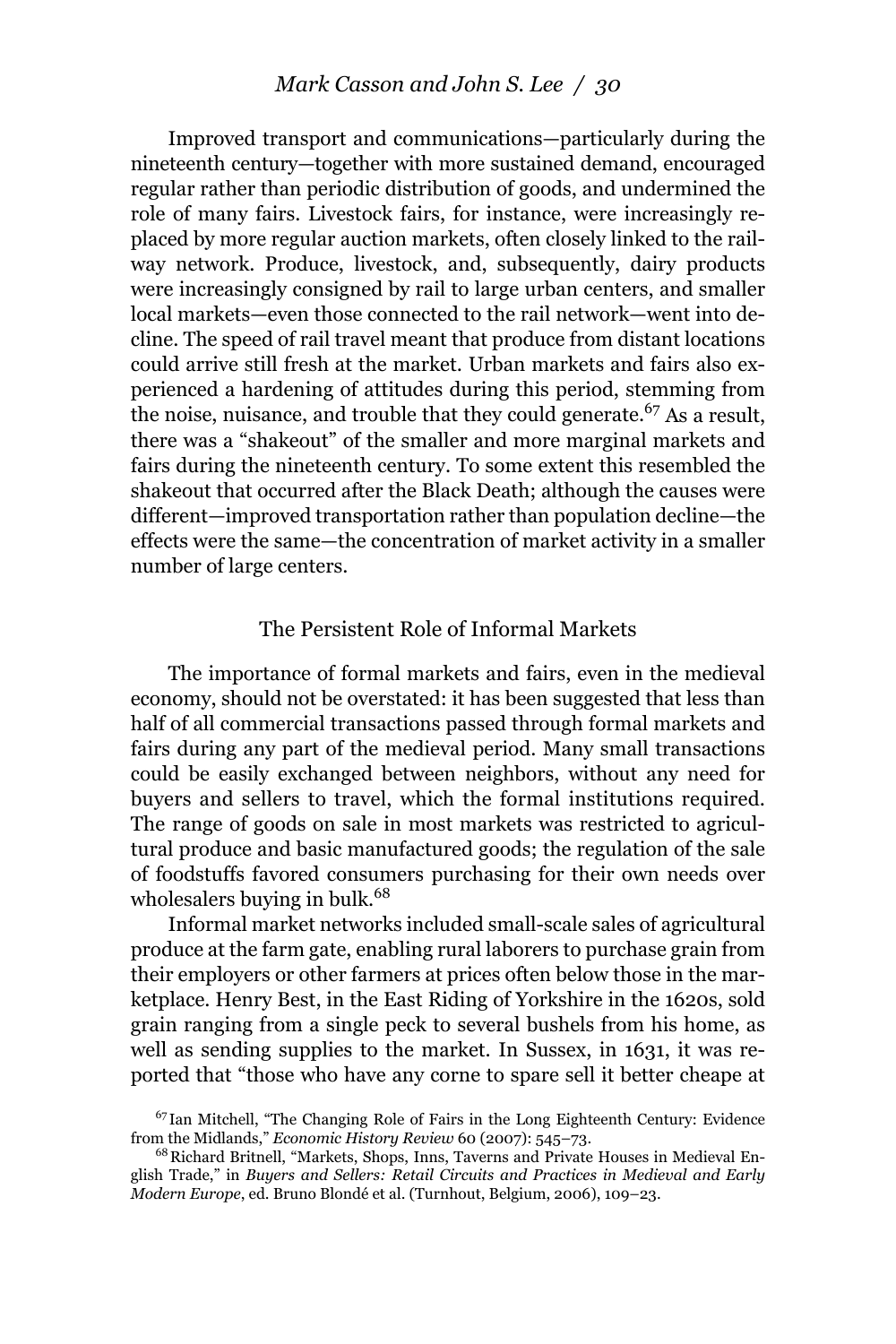Improved transport and communications—particularly during the nineteenth century—together with more sustained demand, encouraged regular rather than periodic distribution of goods, and undermined the role of many fairs. Livestock fairs, for instance, were increasingly replaced by more regular auction markets, often closely linked to the railway network. Produce, livestock, and, subsequently, dairy products were increasingly consigned by rail to large urban centers, and smaller local markets—even those connected to the rail network—went into decline. The speed of rail travel meant that produce from distant locations could arrive still fresh at the market. Urban markets and fairs also experienced a hardening of attitudes during this period, stemming from the noise, nuisance, and trouble that they could generate.[67] As a result, there was a "shakeout" of the smaller and more marginal markets and fairs during the nineteenth century. To some extent this resembled the shakeout that occurred after the Black Death; although the causes were different—improved transportation rather than population decline—the effects were the same—the concentration of market activity in a smaller number of large centers.

## The Persistent Role of Informal Markets

The importance of formal markets and fairs, even in the medieval economy, should not be overstated: it has been suggested that less than half of all commercial transactions passed through formal markets and fairs during any part of the medieval period. Many small transactions could be easily exchanged between neighbors, without any need for buyers and sellers to travel, which the formal institutions required. The range of goods on sale in most markets was restricted to agricultural produce and basic manufactured goods; the regulation of the sale of foodstuffs favored consumers purchasing for their own needs over wholesalers buying in bulk.[68]

Informal market networks included small-scale sales of agricultural produce at the farm gate, enabling rural laborers to purchase grain from their employers or other farmers at prices often below those in the marketplace. Henry Best, in the East Riding of Yorkshire in the 1620s, sold grain ranging from a single peck to several bushels from his home, as well as sending supplies to the market. In Sussex, in 1631, it was reported that "those who have any corne to spare sell it better cheape at

[67] Ian Mitchell, "The Changing Role of Fairs in the Long Eighteenth Century: Evidence from the Midlands," *Economic History Review* 60 (2007): 545–73.

[68] Richard Britnell, "Markets, Shops, Inns, Taverns and Private Houses in Medieval English Trade," in *Buyers and Sellers: Retail Circuits and Practices in Medieval and Early Modern Europe*, ed. Bruno Blondé et al. (Turnhout, Belgium, 2006), 109–23.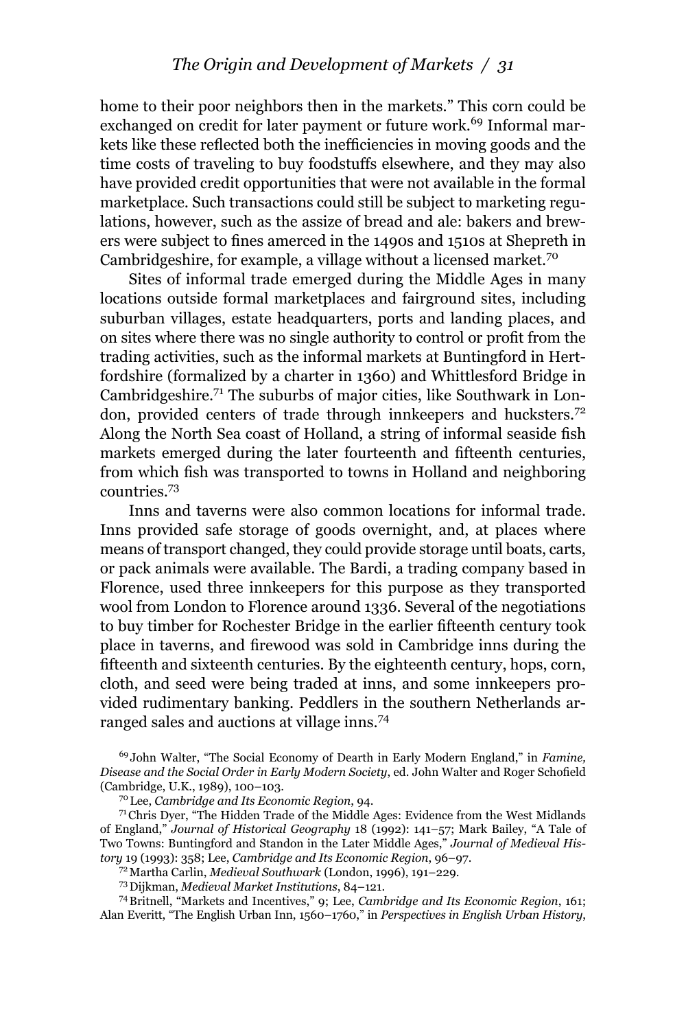home to their poor neighbors then in the markets." This corn could be exchanged on credit for later payment or future work.[69] Informal markets like these reflected both the inefficiencies in moving goods and the time costs of traveling to buy foodstuffs elsewhere, and they may also have provided credit opportunities that were not available in the formal marketplace. Such transactions could still be subject to marketing regulations, however, such as the assize of bread and ale: bakers and brewers were subject to fines amerced in the 1490s and 1510s at Shepreth in Cambridgeshire, for example, a village without a licensed market.[70]

Sites of informal trade emerged during the Middle Ages in many locations outside formal marketplaces and fairground sites, including suburban villages, estate headquarters, ports and landing places, and on sites where there was no single authority to control or profit from the trading activities, such as the informal markets at Buntingford in Hertfordshire (formalized by a charter in 1360) and Whittlesford Bridge in Cambridgeshire.[71] The suburbs of major cities, like Southwark in London, provided centers of trade through innkeepers and hucksters.[72] Along the North Sea coast of Holland, a string of informal seaside fish markets emerged during the later fourteenth and fifteenth centuries, from which fish was transported to towns in Holland and neighboring countries.[73]

Inns and taverns were also common locations for informal trade. Inns provided safe storage of goods overnight, and, at places where means of transport changed, they could provide storage until boats, carts, or pack animals were available. The Bardi, a trading company based in Florence, used three innkeepers for this purpose as they transported wool from London to Florence around 1336. Several of the negotiations to buy timber for Rochester Bridge in the earlier fifteenth century took place in taverns, and firewood was sold in Cambridge inns during the fifteenth and sixteenth centuries. By the eighteenth century, hops, corn, cloth, and seed were being traded at inns, and some innkeepers provided rudimentary banking. Peddlers in the southern Netherlands arranged sales and auctions at village inns.[74]

[69] John Walter, "The Social Economy of Dearth in Early Modern England," in *Famine, Disease and the Social Order in Early Modern Society*, ed. John Walter and Roger Schofield (Cambridge, U.K., 1989), 100–103.

[70] Lee, *Cambridge and Its Economic Region*, 94.

[71] Chris Dyer, "The Hidden Trade of the Middle Ages: Evidence from the West Midlands of England," *Journal of Historical Geography* 18 (1992): 141–57; Mark Bailey, "A Tale of Two Towns: Buntingford and Standon in the Later Middle Ages," *Journal of Medieval History* 19 (1993): 358; Lee, *Cambridge and Its Economic Region*, 96–97.

[72] Martha Carlin, *Medieval Southwark* (London, 1996), 191–229.

[73] Dijkman, *Medieval Market Institutions*, 84–121.

[74] Britnell, "Markets and Incentives," 9; Lee, *Cambridge and Its Economic Region*, 161; Alan Everitt, "The English Urban Inn, 1560–1760," in *Perspectives in English Urban History*,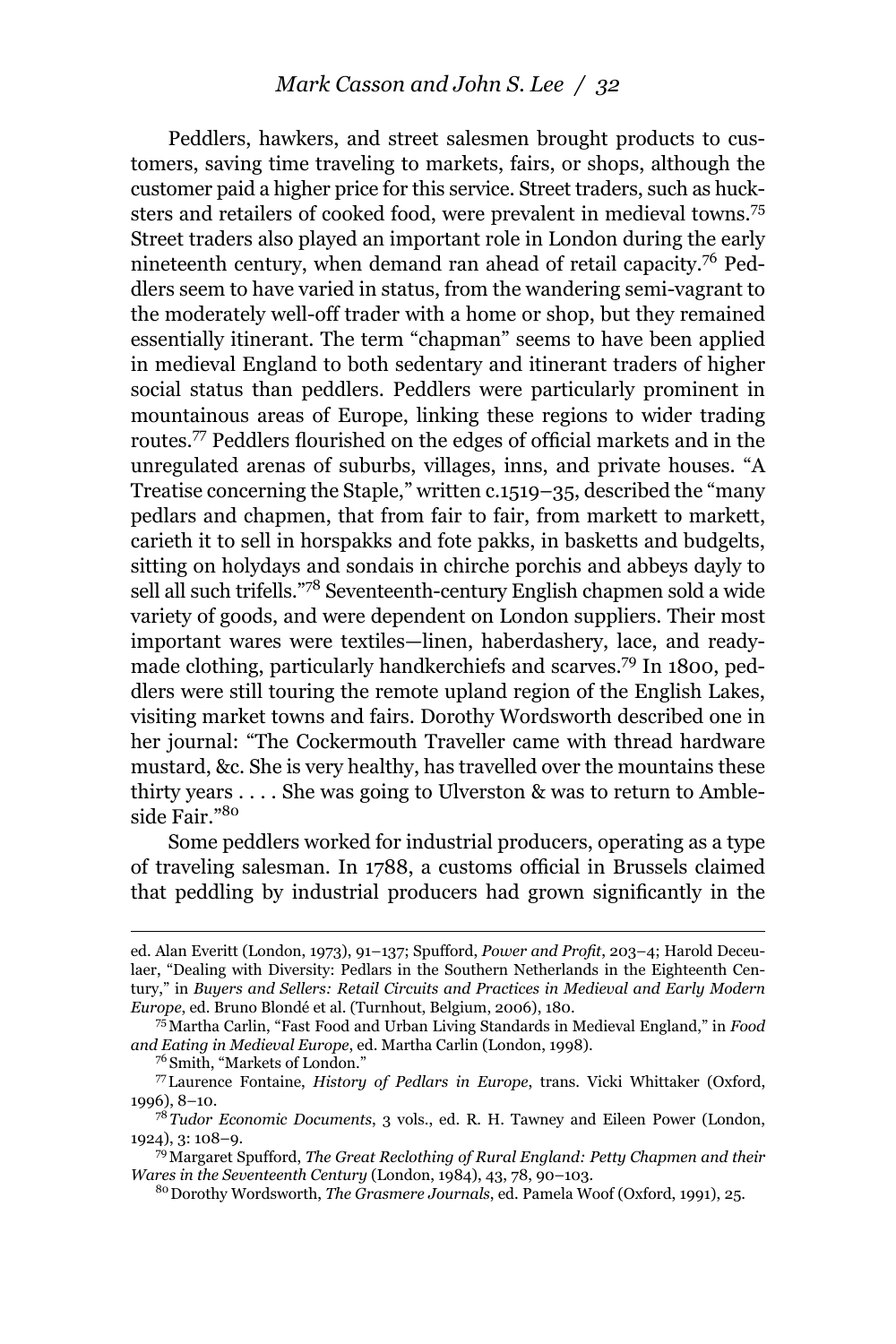Peddlers, hawkers, and street salesmen brought products to customers, saving time traveling to markets, fairs, or shops, although the customer paid a higher price for this service. Street traders, such as hucksters and retailers of cooked food, were prevalent in medieval towns.[75] Street traders also played an important role in London during the early nineteenth century, when demand ran ahead of retail capacity.[76] Peddlers seem to have varied in status, from the wandering semi-vagrant to the moderately well-off trader with a home or shop, but they remained essentially itinerant. The term "chapman" seems to have been applied in medieval England to both sedentary and itinerant traders of higher social status than peddlers. Peddlers were particularly prominent in mountainous areas of Europe, linking these regions to wider trading routes.[77] Peddlers flourished on the edges of official markets and in the unregulated arenas of suburbs, villages, inns, and private houses. "A Treatise concerning the Staple," written c.1519–35, described the "many pedlars and chapmen, that from fair to fair, from markett to markett, carieth it to sell in horspakks and fote pakks, in basketts and budgelts, sitting on holydays and sondais in chirche porchis and abbeys dayly to sell all such trifells."[78] Seventeenth-century English chapmen sold a wide variety of goods, and were dependent on London suppliers. Their most important wares were textiles—linen, haberdashery, lace, and ready-made clothing, particularly handkerchiefs and scarves.[79] In 1800, peddlers were still touring the remote upland region of the English Lakes, visiting market towns and fairs. Dorothy Wordsworth described one in her journal: "The Cockermouth Traveller came with thread hardware mustard, &c. She is very healthy, has travelled over the mountains these thirty years . . . . She was going to Ulverston & was to return to Ambleside Fair."[80]

Some peddlers worked for industrial producers, operating as a type of traveling salesman. In 1788, a customs official in Brussels claimed that peddling by industrial producers had grown significantly in the

---

ed. Alan Everitt (London, 1973), 91–137; Spufford, *Power and Profit*, 203–4; Harold Deceulaer, "Dealing with Diversity: Pedlars in the Southern Netherlands in the Eighteenth Century," in *Buyers and Sellers: Retail Circuits and Practices in Medieval and Early Modern Europe*, ed. Bruno Blondé et al. (Turnhout, Belgium, 2006), 180.

[75] Martha Carlin, "Fast Food and Urban Living Standards in Medieval England," in *Food and Eating in Medieval Europe*, ed. Martha Carlin (London, 1998).

[76] Smith, "Markets of London."

[77] Laurence Fontaine, *History of Pedlars in Europe*, trans. Vicki Whittaker (Oxford, 1996), 8–10.

[78] *Tudor Economic Documents*, 3 vols., ed. R. H. Tawney and Eileen Power (London, 1924), 3: 108–9.

[79] Margaret Spufford, *The Great Reclothing of Rural England: Petty Chapmen and their Wares in the Seventeenth Century* (London, 1984), 43, 78, 90–103.

[80] Dorothy Wordsworth, *The Grasmere Journals*, ed. Pamela Woof (Oxford, 1991), 25.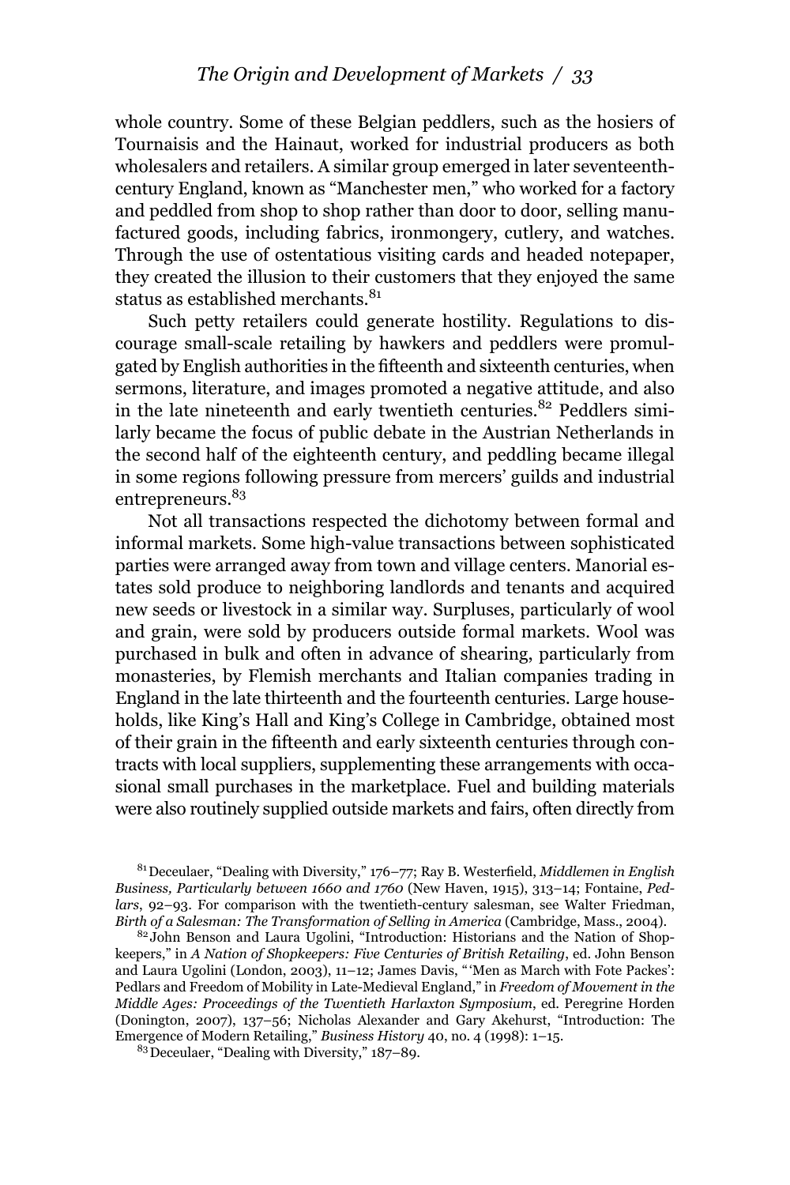whole country. Some of these Belgian peddlers, such as the hosiers of Tournaisis and the Hainaut, worked for industrial producers as both wholesalers and retailers. A similar group emerged in later seventeenth-century England, known as "Manchester men," who worked for a factory and peddled from shop to shop rather than door to door, selling manufactured goods, including fabrics, ironmongery, cutlery, and watches. Through the use of ostentatious visiting cards and headed notepaper, they created the illusion to their customers that they enjoyed the same status as established merchants.[81]

Such petty retailers could generate hostility. Regulations to discourage small-scale retailing by hawkers and peddlers were promulgated by English authorities in the fifteenth and sixteenth centuries, when sermons, literature, and images promoted a negative attitude, and also in the late nineteenth and early twentieth centuries.[82] Peddlers similarly became the focus of public debate in the Austrian Netherlands in the second half of the eighteenth century, and peddling became illegal in some regions following pressure from mercers' guilds and industrial entrepreneurs.[83]

Not all transactions respected the dichotomy between formal and informal markets. Some high-value transactions between sophisticated parties were arranged away from town and village centers. Manorial estates sold produce to neighboring landlords and tenants and acquired new seeds or livestock in a similar way. Surpluses, particularly of wool and grain, were sold by producers outside formal markets. Wool was purchased in bulk and often in advance of shearing, particularly from monasteries, by Flemish merchants and Italian companies trading in England in the late thirteenth and the fourteenth centuries. Large households, like King's Hall and King's College in Cambridge, obtained most of their grain in the fifteenth and early sixteenth centuries through contracts with local suppliers, supplementing these arrangements with occasional small purchases in the marketplace. Fuel and building materials were also routinely supplied outside markets and fairs, often directly from

[81] Deceulaer, "Dealing with Diversity," 176–77; Ray B. Westerfield, *Middlemen in English Business, Particularly between 1660 and 1760* (New Haven, 1915), 313–14; Fontaine, *Pedlars*, 92–93. For comparison with the twentieth-century salesman, see Walter Friedman, *Birth of a Salesman: The Transformation of Selling in America* (Cambridge, Mass., 2004).

[82] John Benson and Laura Ugolini, "Introduction: Historians and the Nation of Shopkeepers," in *A Nation of Shopkeepers: Five Centuries of British Retailing*, ed. John Benson and Laura Ugolini (London, 2003), 11–12; James Davis, "'Men as March with Fote Packes': Pedlars and Freedom of Mobility in Late-Medieval England," in *Freedom of Movement in the Middle Ages: Proceedings of the Twentieth Harlaxton Symposium*, ed. Peregrine Horden (Donington, 2007), 137–56; Nicholas Alexander and Gary Akehurst, "Introduction: The Emergence of Modern Retailing," *Business History* 40, no. 4 (1998): 1–15.

[83] Deceulaer, "Dealing with Diversity," 187–89.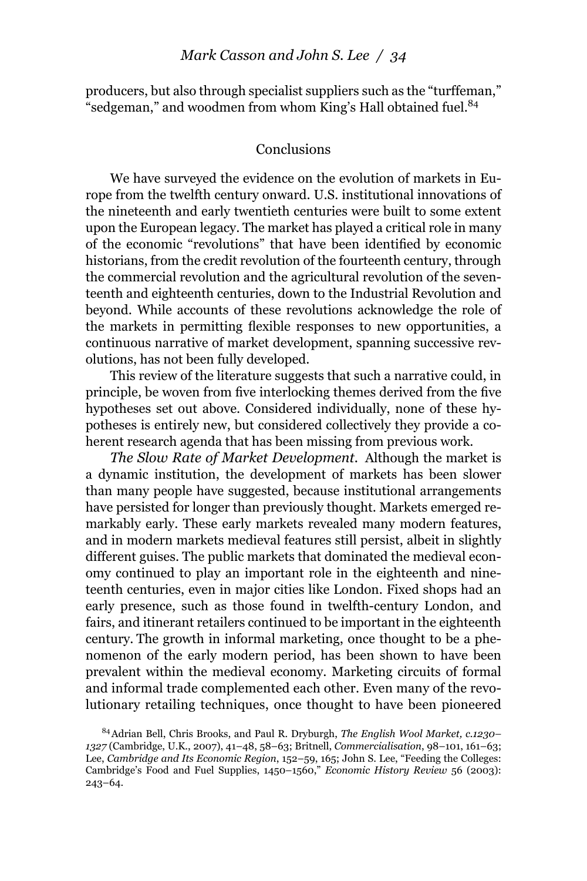producers, but also through specialist suppliers such as the "turffeman," "sedgeman," and woodmen from whom King's Hall obtained fuel.[84]

## Conclusions

We have surveyed the evidence on the evolution of markets in Europe from the twelfth century onward. U.S. institutional innovations of the nineteenth and early twentieth centuries were built to some extent upon the European legacy. The market has played a critical role in many of the economic "revolutions" that have been identified by economic historians, from the credit revolution of the fourteenth century, through the commercial revolution and the agricultural revolution of the seventeenth and eighteenth centuries, down to the Industrial Revolution and beyond. While accounts of these revolutions acknowledge the role of the markets in permitting flexible responses to new opportunities, a continuous narrative of market development, spanning successive revolutions, has not been fully developed.

This review of the literature suggests that such a narrative could, in principle, be woven from five interlocking themes derived from the five hypotheses set out above. Considered individually, none of these hypotheses is entirely new, but considered collectively they provide a coherent research agenda that has been missing from previous work.

*The Slow Rate of Market Development.* Although the market is a dynamic institution, the development of markets has been slower than many people have suggested, because institutional arrangements have persisted for longer than previously thought. Markets emerged remarkably early. These early markets revealed many modern features, and in modern markets medieval features still persist, albeit in slightly different guises. The public markets that dominated the medieval economy continued to play an important role in the eighteenth and nineteenth centuries, even in major cities like London. Fixed shops had an early presence, such as those found in twelfth-century London, and fairs, and itinerant retailers continued to be important in the eighteenth century. The growth in informal marketing, once thought to be a phenomenon of the early modern period, has been shown to have been prevalent within the medieval economy. Marketing circuits of formal and informal trade complemented each other. Even many of the revolutionary retailing techniques, once thought to have been pioneered

[84] Adrian Bell, Chris Brooks, and Paul R. Dryburgh, *The English Wool Market, c.1230–1327* (Cambridge, U.K., 2007), 41–48, 58–63; Britnell, *Commercialisation*, 98–101, 161–63; Lee, *Cambridge and Its Economic Region*, 152–59, 165; John S. Lee, "Feeding the Colleges: Cambridge's Food and Fuel Supplies, 1450–1560," *Economic History Review* 56 (2003): 243–64.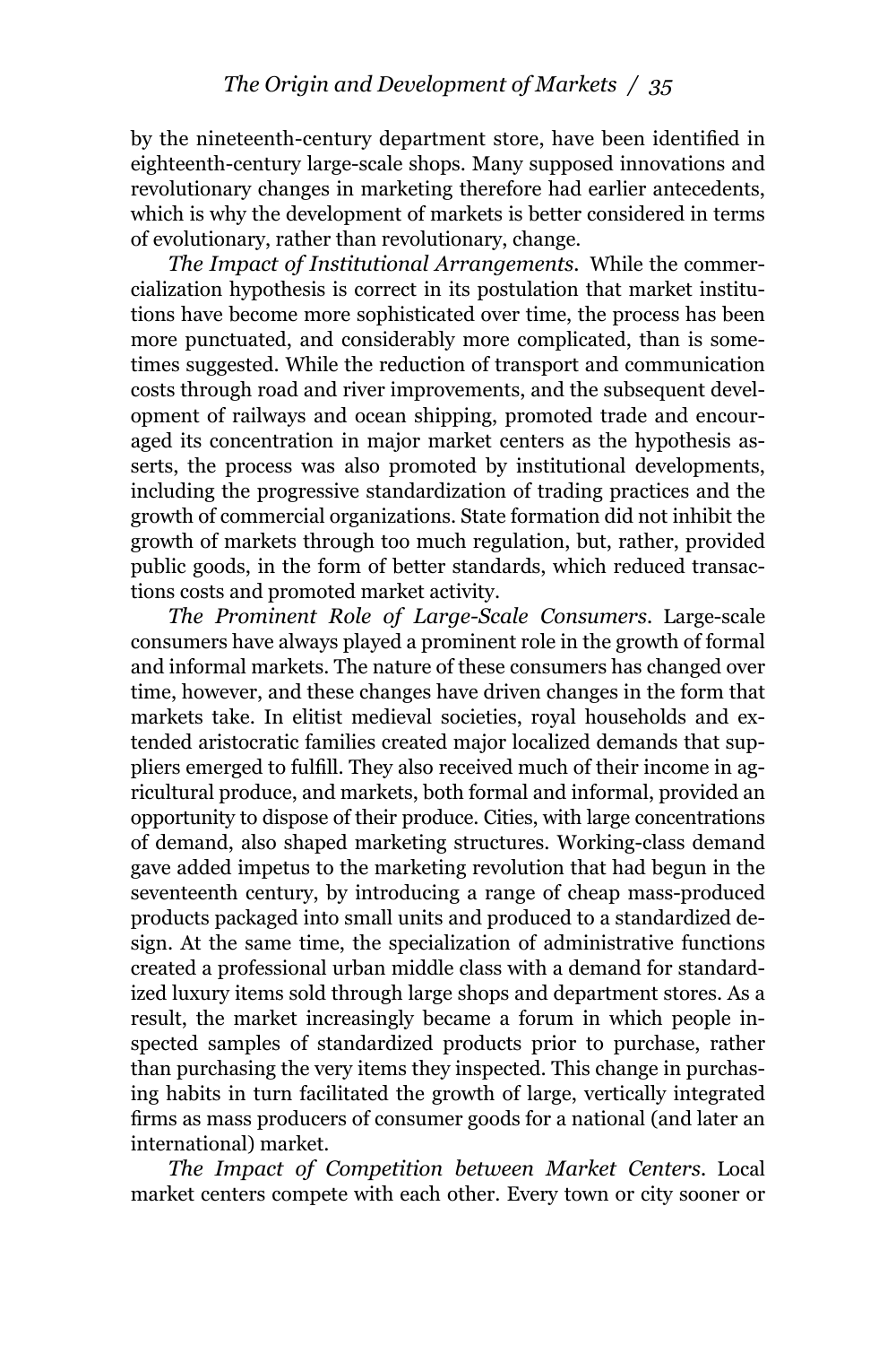by the nineteenth-century department store, have been identified in eighteenth-century large-scale shops. Many supposed innovations and revolutionary changes in marketing therefore had earlier antecedents, which is why the development of markets is better considered in terms of evolutionary, rather than revolutionary, change.

*The Impact of Institutional Arrangements.* While the commercialization hypothesis is correct in its postulation that market institutions have become more sophisticated over time, the process has been more punctuated, and considerably more complicated, than is sometimes suggested. While the reduction of transport and communication costs through road and river improvements, and the subsequent development of railways and ocean shipping, promoted trade and encouraged its concentration in major market centers as the hypothesis asserts, the process was also promoted by institutional developments, including the progressive standardization of trading practices and the growth of commercial organizations. State formation did not inhibit the growth of markets through too much regulation, but, rather, provided public goods, in the form of better standards, which reduced transactions costs and promoted market activity.

*The Prominent Role of Large-Scale Consumers.* Large-scale consumers have always played a prominent role in the growth of formal and informal markets. The nature of these consumers has changed over time, however, and these changes have driven changes in the form that markets take. In elitist medieval societies, royal households and extended aristocratic families created major localized demands that suppliers emerged to fulfill. They also received much of their income in agricultural produce, and markets, both formal and informal, provided an opportunity to dispose of their produce. Cities, with large concentrations of demand, also shaped marketing structures. Working-class demand gave added impetus to the marketing revolution that had begun in the seventeenth century, by introducing a range of cheap mass-produced products packaged into small units and produced to a standardized design. At the same time, the specialization of administrative functions created a professional urban middle class with a demand for standardized luxury items sold through large shops and department stores. As a result, the market increasingly became a forum in which people inspected samples of standardized products prior to purchase, rather than purchasing the very items they inspected. This change in purchasing habits in turn facilitated the growth of large, vertically integrated firms as mass producers of consumer goods for a national (and later an international) market.

*The Impact of Competition between Market Centers.* Local market centers compete with each other. Every town or city sooner or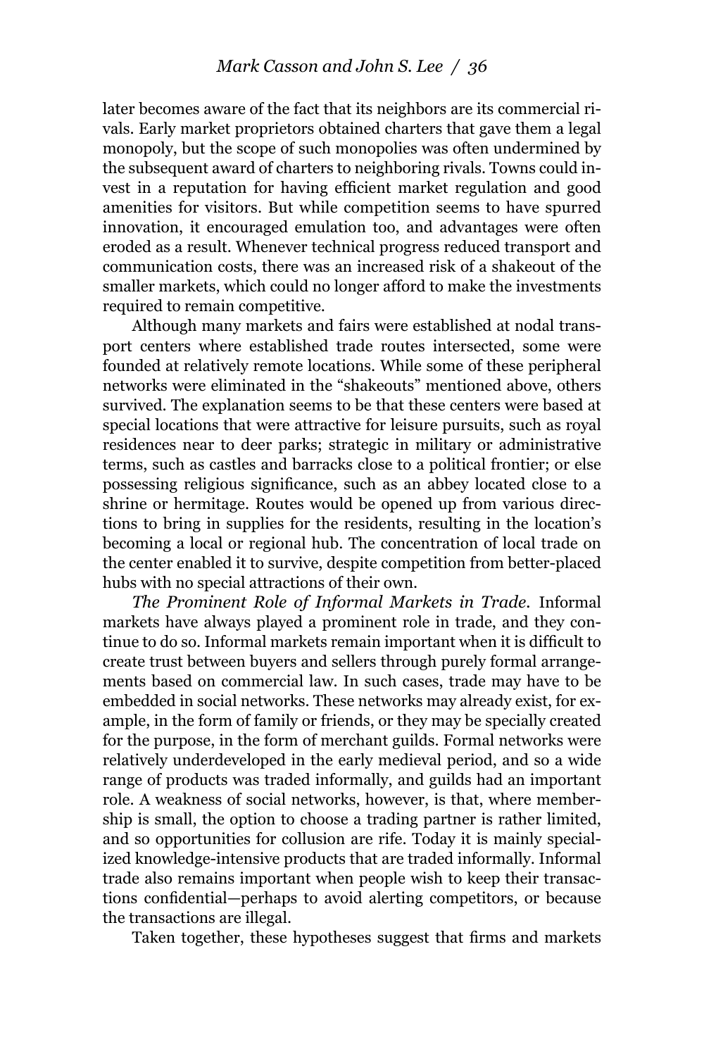later becomes aware of the fact that its neighbors are its commercial rivals. Early market proprietors obtained charters that gave them a legal monopoly, but the scope of such monopolies was often undermined by the subsequent award of charters to neighboring rivals. Towns could invest in a reputation for having efficient market regulation and good amenities for visitors. But while competition seems to have spurred innovation, it encouraged emulation too, and advantages were often eroded as a result. Whenever technical progress reduced transport and communication costs, there was an increased risk of a shakeout of the smaller markets, which could no longer afford to make the investments required to remain competitive.

Although many markets and fairs were established at nodal transport centers where established trade routes intersected, some were founded at relatively remote locations. While some of these peripheral networks were eliminated in the "shakeouts" mentioned above, others survived. The explanation seems to be that these centers were based at special locations that were attractive for leisure pursuits, such as royal residences near to deer parks; strategic in military or administrative terms, such as castles and barracks close to a political frontier; or else possessing religious significance, such as an abbey located close to a shrine or hermitage. Routes would be opened up from various directions to bring in supplies for the residents, resulting in the location's becoming a local or regional hub. The concentration of local trade on the center enabled it to survive, despite competition from better-placed hubs with no special attractions of their own.

*The Prominent Role of Informal Markets in Trade.* Informal markets have always played a prominent role in trade, and they continue to do so. Informal markets remain important when it is difficult to create trust between buyers and sellers through purely formal arrangements based on commercial law. In such cases, trade may have to be embedded in social networks. These networks may already exist, for example, in the form of family or friends, or they may be specially created for the purpose, in the form of merchant guilds. Formal networks were relatively underdeveloped in the early medieval period, and so a wide range of products was traded informally, and guilds had an important role. A weakness of social networks, however, is that, where membership is small, the option to choose a trading partner is rather limited, and so opportunities for collusion are rife. Today it is mainly specialized knowledge-intensive products that are traded informally. Informal trade also remains important when people wish to keep their transactions confidential—perhaps to avoid alerting competitors, or because the transactions are illegal.

Taken together, these hypotheses suggest that firms and markets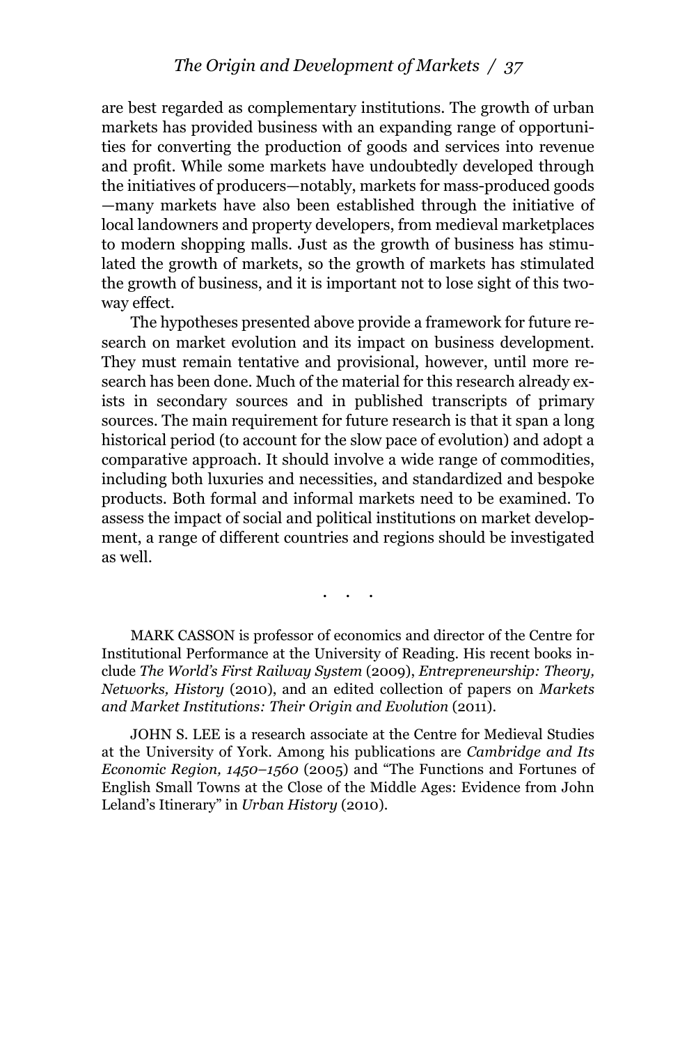are best regarded as complementary institutions. The growth of urban markets has provided business with an expanding range of opportunities for converting the production of goods and services into revenue and profit. While some markets have undoubtedly developed through the initiatives of producers—notably, markets for mass-produced goods—many markets have also been established through the initiative of local landowners and property developers, from medieval marketplaces to modern shopping malls. Just as the growth of business has stimulated the growth of markets, so the growth of markets has stimulated the growth of business, and it is important not to lose sight of this two-way effect.

The hypotheses presented above provide a framework for future research on market evolution and its impact on business development. They must remain tentative and provisional, however, until more research has been done. Much of the material for this research already exists in secondary sources and in published transcripts of primary sources. The main requirement for future research is that it span a long historical period (to account for the slow pace of evolution) and adopt a comparative approach. It should involve a wide range of commodities, including both luxuries and necessities, and standardized and bespoke products. Both formal and informal markets need to be examined. To assess the impact of social and political institutions on market development, a range of different countries and regions should be investigated as well.

. . .

MARK CASSON is professor of economics and director of the Centre for Institutional Performance at the University of Reading. His recent books include *The World's First Railway System* (2009), *Entrepreneurship: Theory, Networks, History* (2010), and an edited collection of papers on *Markets and Market Institutions: Their Origin and Evolution* (2011).

JOHN S. LEE is a research associate at the Centre for Medieval Studies at the University of York. Among his publications are *Cambridge and Its Economic Region, 1450–1560* (2005) and "The Functions and Fortunes of English Small Towns at the Close of the Middle Ages: Evidence from John Leland's Itinerary" in *Urban History* (2010).